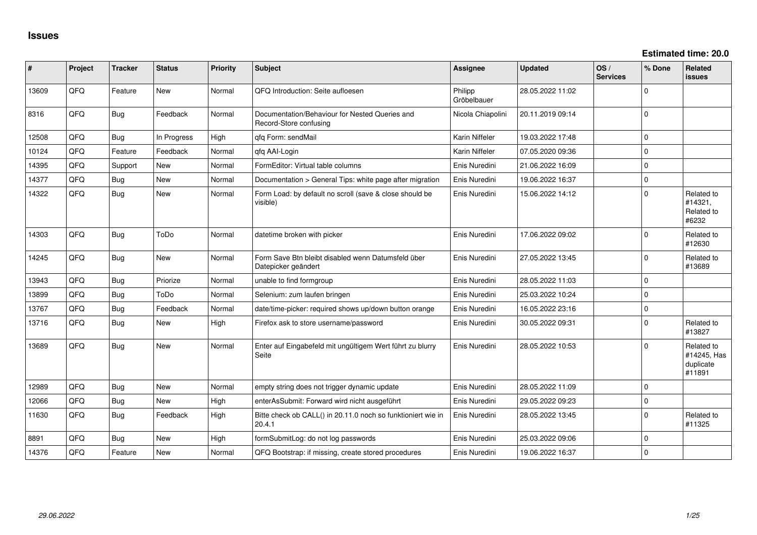# Issues

**Estimated time: 20.0**

| # | Project | Tracker | Status | Priority | Subject | Assignee | Updated | OS / Services | % Done | Related issues |
|---|---|---|---|---|---|---|---|---|---|---|
| 13609 | QFQ | Feature | New | Normal | QFQ Introduction: Seite aufloesen | Philipp Gröbelbauer | 28.05.2022 11:02 | | 0 | |
| 8316 | QFQ | Bug | Feedback | Normal | Documentation/Behaviour for Nested Queries and Record-Store confusing | Nicola Chiapolini | 20.11.2019 09:14 | | 0 | |
| 12508 | QFQ | Bug | In Progress | High | qfq Form: sendMail | Karin Niffeler | 19.03.2022 17:48 | | 0 | |
| 10124 | QFQ | Feature | Feedback | Normal | qfq AAI-Login | Karin Niffeler | 07.05.2020 09:36 | | 0 | |
| 14395 | QFQ | Support | New | Normal | FormEditor: Virtual table columns | Enis Nuredini | 21.06.2022 16:09 | | 0 | |
| 14377 | QFQ | Bug | New | Normal | Documentation > General Tips: white page after migration | Enis Nuredini | 19.06.2022 16:37 | | 0 | |
| 14322 | QFQ | Bug | New | Normal | Form Load: by default no scroll (save & close should be visible) | Enis Nuredini | 15.06.2022 14:12 | | 0 | Related to #14321, Related to #6232 |
| 14303 | QFQ | Bug | ToDo | Normal | datetime broken with picker | Enis Nuredini | 17.06.2022 09:02 | | 0 | Related to #12630 |
| 14245 | QFQ | Bug | New | Normal | Form Save Btn bleibt disabled wenn Datumsfeld über Datepicker geändert | Enis Nuredini | 27.05.2022 13:45 | | 0 | Related to #13689 |
| 13943 | QFQ | Bug | Priorize | Normal | unable to find formgroup | Enis Nuredini | 28.05.2022 11:03 | | 0 | |
| 13899 | QFQ | Bug | ToDo | Normal | Selenium: zum laufen bringen | Enis Nuredini | 25.03.2022 10:24 | | 0 | |
| 13767 | QFQ | Bug | Feedback | Normal | date/time-picker: required shows up/down button orange | Enis Nuredini | 16.05.2022 23:16 | | 0 | |
| 13716 | QFQ | Bug | New | High | Firefox ask to store username/password | Enis Nuredini | 30.05.2022 09:31 | | 0 | Related to #13827 |
| 13689 | QFQ | Bug | New | Normal | Enter auf Eingabefeld mit ungültigem Wert führt zu blurry Seite | Enis Nuredini | 28.05.2022 10:53 | | 0 | Related to #14245, Has duplicate #11891 |
| 12989 | QFQ | Bug | New | Normal | empty string does not trigger dynamic update | Enis Nuredini | 28.05.2022 11:09 | | 0 | |
| 12066 | QFQ | Bug | New | High | enterAsSubmit: Forward wird nicht ausgeführt | Enis Nuredini | 29.05.2022 09:23 | | 0 | |
| 11630 | QFQ | Bug | Feedback | High | Bitte check ob CALL() in 20.11.0 noch so funktioniert wie in 20.4.1 | Enis Nuredini | 28.05.2022 13:45 | | 0 | Related to #11325 |
| 8891 | QFQ | Bug | New | High | formSubmitLog: do not log passwords | Enis Nuredini | 25.03.2022 09:06 | | 0 | |
| 14376 | QFQ | Feature | New | Normal | QFQ Bootstrap: if missing, create stored procedures | Enis Nuredini | 19.06.2022 16:37 | | 0 | |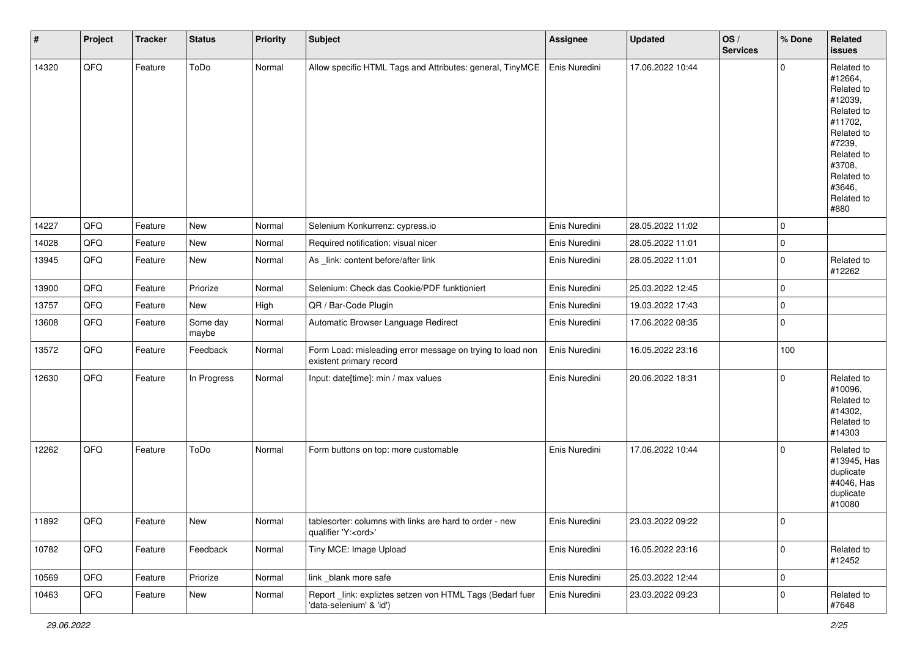| # | Project | Tracker | Status | Priority | Subject | Assignee | Updated | OS / Services | % Done | Related issues |
|---|---|---|---|---|---|---|---|---|---|---|
| 14320 | QFQ | Feature | ToDo | Normal | Allow specific HTML Tags and Attributes: general, TinyMCE | Enis Nuredini | 17.06.2022 10:44 | | 0 | Related to #12664, Related to #12039, Related to #11702, Related to #7239, Related to #3708, Related to #3646, Related to #880 |
| 14227 | QFQ | Feature | New | Normal | Selenium Konkurrenz: cypress.io | Enis Nuredini | 28.05.2022 11:02 | | 0 | |
| 14028 | QFQ | Feature | New | Normal | Required notification: visual nicer | Enis Nuredini | 28.05.2022 11:01 | | 0 | |
| 13945 | QFQ | Feature | New | Normal | As _link: content before/after link | Enis Nuredini | 28.05.2022 11:01 | | 0 | Related to #12262 |
| 13900 | QFQ | Feature | Priorize | Normal | Selenium: Check das Cookie/PDF funktioniert | Enis Nuredini | 25.03.2022 12:45 | | 0 | |
| 13757 | QFQ | Feature | New | High | QR / Bar-Code Plugin | Enis Nuredini | 19.03.2022 17:43 | | 0 | |
| 13608 | QFQ | Feature | Some day maybe | Normal | Automatic Browser Language Redirect | Enis Nuredini | 17.06.2022 08:35 | | 0 | |
| 13572 | QFQ | Feature | Feedback | Normal | Form Load: misleading error message on trying to load non existent primary record | Enis Nuredini | 16.05.2022 23:16 | | 100 | |
| 12630 | QFQ | Feature | In Progress | Normal | Input: date[time]: min / max values | Enis Nuredini | 20.06.2022 18:31 | | 0 | Related to #10096, Related to #14302, Related to #14303 |
| 12262 | QFQ | Feature | ToDo | Normal | Form buttons on top: more customable | Enis Nuredini | 17.06.2022 10:44 | | 0 | Related to #13945, Has duplicate #4046, Has duplicate #10080 |
| 11892 | QFQ | Feature | New | Normal | tablesorter: columns with links are hard to order - new qualifier 'Y:<ord>' | Enis Nuredini | 23.03.2022 09:22 | | 0 | |
| 10782 | QFQ | Feature | Feedback | Normal | Tiny MCE: Image Upload | Enis Nuredini | 16.05.2022 23:16 | | 0 | Related to #12452 |
| 10569 | QFQ | Feature | Priorize | Normal | link _blank more safe | Enis Nuredini | 25.03.2022 12:44 | | 0 | |
| 10463 | QFQ | Feature | New | Normal | Report _link: expliztes setzen von HTML Tags (Bedarf fuer 'data-selenium' & 'id') | Enis Nuredini | 23.03.2022 09:23 | | 0 | Related to #7648 |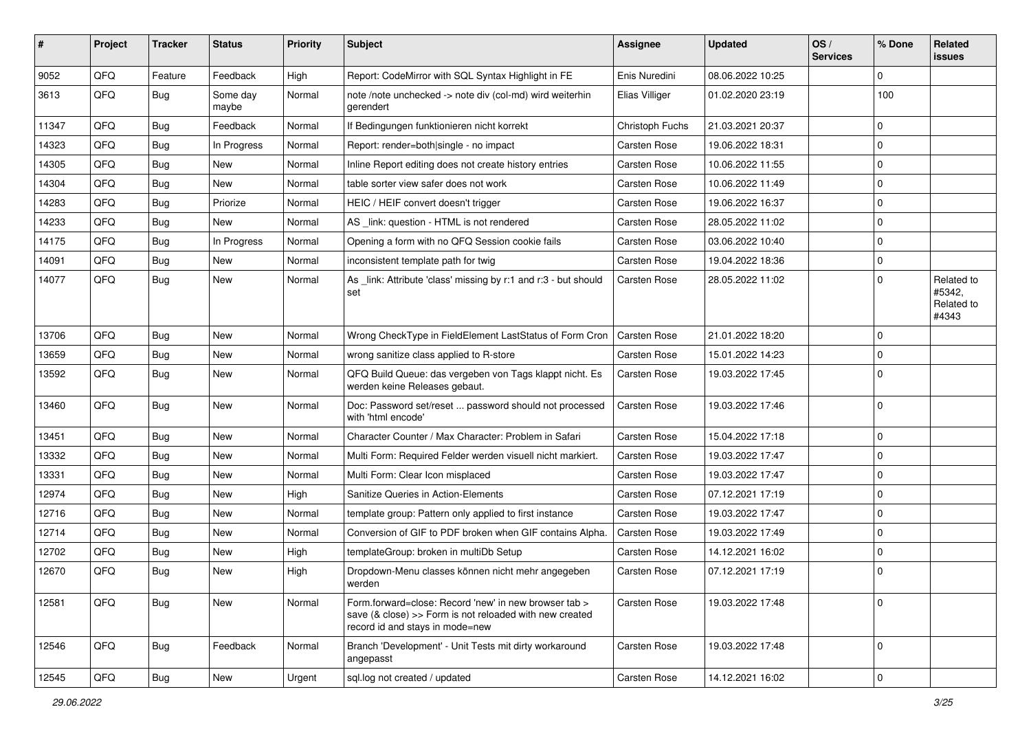| # | Project | Tracker | Status | Priority | Subject | Assignee | Updated | OS / Services | % Done | Related issues |
|---|---|---|---|---|---|---|---|---|---|---|
| 9052 | QFQ | Feature | Feedback | High | Report: CodeMirror with SQL Syntax Highlight in FE | Enis Nuredini | 08.06.2022 10:25 | | 0 | |
| 3613 | QFQ | Bug | Some day maybe | Normal | note /note unchecked -> note div (col-md) wird weiterhin gerendert | Elias Villiger | 01.02.2020 23:19 | | 100 | |
| 11347 | QFQ | Bug | Feedback | Normal | If Bedingungen funktionieren nicht korrekt | Christoph Fuchs | 21.03.2021 20:37 | | 0 | |
| 14323 | QFQ | Bug | In Progress | Normal | Report: render=both\|single - no impact | Carsten Rose | 19.06.2022 18:31 | | 0 | |
| 14305 | QFQ | Bug | New | Normal | Inline Report editing does not create history entries | Carsten Rose | 10.06.2022 11:55 | | 0 | |
| 14304 | QFQ | Bug | New | Normal | table sorter view safer does not work | Carsten Rose | 10.06.2022 11:49 | | 0 | |
| 14283 | QFQ | Bug | Priorize | Normal | HEIC / HEIF convert doesn't trigger | Carsten Rose | 19.06.2022 16:37 | | 0 | |
| 14233 | QFQ | Bug | New | Normal | AS _link: question - HTML is not rendered | Carsten Rose | 28.05.2022 11:02 | | 0 | |
| 14175 | QFQ | Bug | In Progress | Normal | Opening a form with no QFQ Session cookie fails | Carsten Rose | 03.06.2022 10:40 | | 0 | |
| 14091 | QFQ | Bug | New | Normal | inconsistent template path for twig | Carsten Rose | 19.04.2022 18:36 | | 0 | |
| 14077 | QFQ | Bug | New | Normal | As _link: Attribute 'class' missing by r:1 and r:3 - but should set | Carsten Rose | 28.05.2022 11:02 | | 0 | Related to #5342, Related to #4343 |
| 13706 | QFQ | Bug | New | Normal | Wrong CheckType in FieldElement LastStatus of Form Cron | Carsten Rose | 21.01.2022 18:20 | | 0 | |
| 13659 | QFQ | Bug | New | Normal | wrong sanitize class applied to R-store | Carsten Rose | 15.01.2022 14:23 | | 0 | |
| 13592 | QFQ | Bug | New | Normal | QFQ Build Queue: das vergeben von Tags klappt nicht. Es werden keine Releases gebaut. | Carsten Rose | 19.03.2022 17:45 | | 0 | |
| 13460 | QFQ | Bug | New | Normal | Doc: Password set/reset ... password should not processed with 'html encode' | Carsten Rose | 19.03.2022 17:46 | | 0 | |
| 13451 | QFQ | Bug | New | Normal | Character Counter / Max Character: Problem in Safari | Carsten Rose | 15.04.2022 17:18 | | 0 | |
| 13332 | QFQ | Bug | New | Normal | Multi Form: Required Felder werden visuell nicht markiert. | Carsten Rose | 19.03.2022 17:47 | | 0 | |
| 13331 | QFQ | Bug | New | Normal | Multi Form: Clear Icon misplaced | Carsten Rose | 19.03.2022 17:47 | | 0 | |
| 12974 | QFQ | Bug | New | High | Sanitize Queries in Action-Elements | Carsten Rose | 07.12.2021 17:19 | | 0 | |
| 12716 | QFQ | Bug | New | Normal | template group: Pattern only applied to first instance | Carsten Rose | 19.03.2022 17:47 | | 0 | |
| 12714 | QFQ | Bug | New | Normal | Conversion of GIF to PDF broken when GIF contains Alpha. | Carsten Rose | 19.03.2022 17:49 | | 0 | |
| 12702 | QFQ | Bug | New | High | templateGroup: broken in multiDb Setup | Carsten Rose | 14.12.2021 16:02 | | 0 | |
| 12670 | QFQ | Bug | New | High | Dropdown-Menu classes können nicht mehr angegeben werden | Carsten Rose | 07.12.2021 17:19 | | 0 | |
| 12581 | QFQ | Bug | New | Normal | Form.forward=close: Record 'new' in new browser tab > save (& close) >> Form is not reloaded with new created record id and stays in mode=new | Carsten Rose | 19.03.2022 17:48 | | 0 | |
| 12546 | QFQ | Bug | Feedback | Normal | Branch 'Development' - Unit Tests mit dirty workaround angepasst | Carsten Rose | 19.03.2022 17:48 | | 0 | |
| 12545 | QFQ | Bug | New | Urgent | sql.log not created / updated | Carsten Rose | 14.12.2021 16:02 | | 0 | |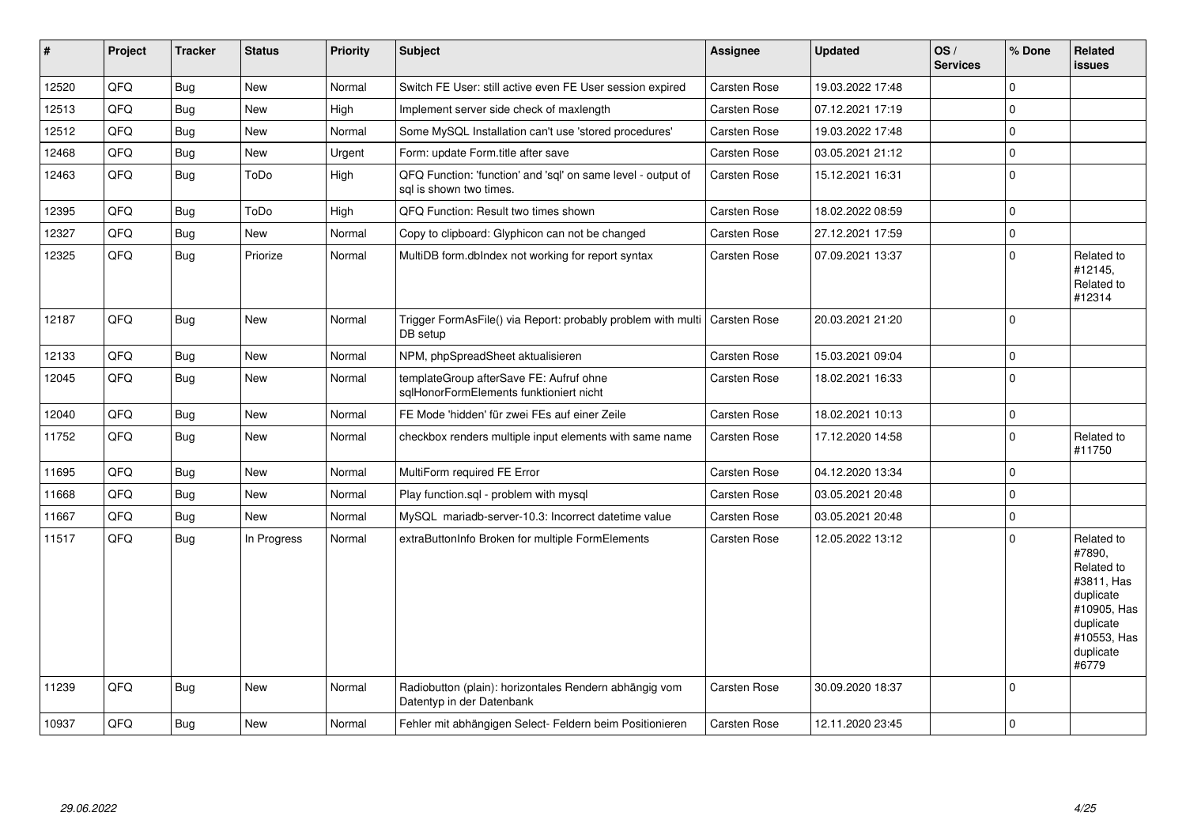| # | Project | Tracker | Status | Priority | Subject | Assignee | Updated | OS / Services | % Done | Related issues |
|---|---|---|---|---|---|---|---|---|---|---|
| 12520 | QFQ | Bug | New | Normal | Switch FE User: still active even FE User session expired | Carsten Rose | 19.03.2022 17:48 | | 0 | |
| 12513 | QFQ | Bug | New | High | Implement server side check of maxlength | Carsten Rose | 07.12.2021 17:19 | | 0 | |
| 12512 | QFQ | Bug | New | Normal | Some MySQL Installation can't use 'stored procedures' | Carsten Rose | 19.03.2022 17:48 | | 0 | |
| 12468 | QFQ | Bug | New | Urgent | Form: update Form.title after save | Carsten Rose | 03.05.2021 21:12 | | 0 | |
| 12463 | QFQ | Bug | ToDo | High | QFQ Function: 'function' and 'sql' on same level - output of sql is shown two times. | Carsten Rose | 15.12.2021 16:31 | | 0 | |
| 12395 | QFQ | Bug | ToDo | High | QFQ Function: Result two times shown | Carsten Rose | 18.02.2022 08:59 | | 0 | |
| 12327 | QFQ | Bug | New | Normal | Copy to clipboard: Glyphicon can not be changed | Carsten Rose | 27.12.2021 17:59 | | 0 | |
| 12325 | QFQ | Bug | Priorize | Normal | MultiDB form.dbIndex not working for report syntax | Carsten Rose | 07.09.2021 13:37 | | 0 | Related to #12145, Related to #12314 |
| 12187 | QFQ | Bug | New | Normal | Trigger FormAsFile() via Report: probably problem with multi DB setup | Carsten Rose | 20.03.2021 21:20 | | 0 | |
| 12133 | QFQ | Bug | New | Normal | NPM, phpSpreadSheet aktualisieren | Carsten Rose | 15.03.2021 09:04 | | 0 | |
| 12045 | QFQ | Bug | New | Normal | templateGroup afterSave FE: Aufruf ohne sqlHonorFormElements funktioniert nicht | Carsten Rose | 18.02.2021 16:33 | | 0 | |
| 12040 | QFQ | Bug | New | Normal | FE Mode 'hidden' für zwei FEs auf einer Zeile | Carsten Rose | 18.02.2021 10:13 | | 0 | |
| 11752 | QFQ | Bug | New | Normal | checkbox renders multiple input elements with same name | Carsten Rose | 17.12.2020 14:58 | | 0 | Related to #11750 |
| 11695 | QFQ | Bug | New | Normal | MultiForm required FE Error | Carsten Rose | 04.12.2020 13:34 | | 0 | |
| 11668 | QFQ | Bug | New | Normal | Play function.sql - problem with mysql | Carsten Rose | 03.05.2021 20:48 | | 0 | |
| 11667 | QFQ | Bug | New | Normal | MySQL mariadb-server-10.3: Incorrect datetime value | Carsten Rose | 03.05.2021 20:48 | | 0 | |
| 11517 | QFQ | Bug | In Progress | Normal | extraButtonInfo Broken for multiple FormElements | Carsten Rose | 12.05.2022 13:12 | | 0 | Related to #7890, Related to #3811, Has duplicate #10905, Has duplicate #10553, Has duplicate #6779 |
| 11239 | QFQ | Bug | New | Normal | Radiobutton (plain): horizontales Rendern abhängig vom Datentyp in der Datenbank | Carsten Rose | 30.09.2020 18:37 | | 0 | |
| 10937 | QFQ | Bug | New | Normal | Fehler mit abhängigen Select- Feldern beim Positionieren | Carsten Rose | 12.11.2020 23:45 | | 0 | |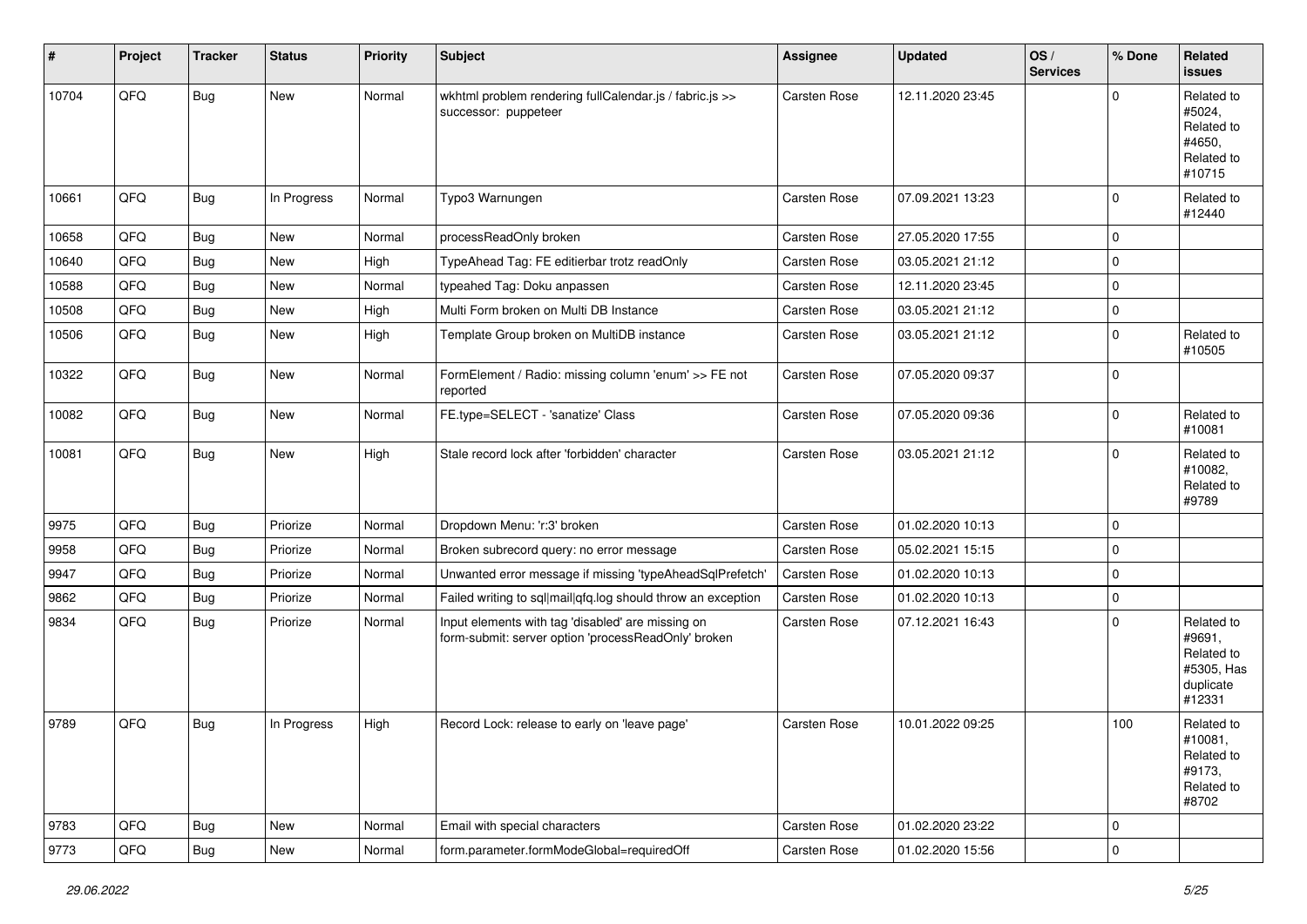| # | Project | Tracker | Status | Priority | Subject | Assignee | Updated | OS / Services | % Done | Related issues |
|---|---|---|---|---|---|---|---|---|---|---|
| 10704 | QFQ | Bug | New | Normal | wkhtml problem rendering fullCalendar.js / fabric.js >> successor: puppeteer | Carsten Rose | 12.11.2020 23:45 | | 0 | Related to #5024, Related to #4650, Related to #10715 |
| 10661 | QFQ | Bug | In Progress | Normal | Typo3 Warnungen | Carsten Rose | 07.09.2021 13:23 | | 0 | Related to #12440 |
| 10658 | QFQ | Bug | New | Normal | processReadOnly broken | Carsten Rose | 27.05.2020 17:55 | | 0 | |
| 10640 | QFQ | Bug | New | High | TypeAhead Tag: FE editierbar trotz readOnly | Carsten Rose | 03.05.2021 21:12 | | 0 | |
| 10588 | QFQ | Bug | New | Normal | typeahed Tag: Doku anpassen | Carsten Rose | 12.11.2020 23:45 | | 0 | |
| 10508 | QFQ | Bug | New | High | Multi Form broken on Multi DB Instance | Carsten Rose | 03.05.2021 21:12 | | 0 | |
| 10506 | QFQ | Bug | New | High | Template Group broken on MultiDB instance | Carsten Rose | 03.05.2021 21:12 | | 0 | Related to #10505 |
| 10322 | QFQ | Bug | New | Normal | FormElement / Radio: missing column 'enum' >> FE not reported | Carsten Rose | 07.05.2020 09:37 | | 0 | |
| 10082 | QFQ | Bug | New | Normal | FE.type=SELECT - 'sanatize' Class | Carsten Rose | 07.05.2020 09:36 | | 0 | Related to #10081 |
| 10081 | QFQ | Bug | New | High | Stale record lock after 'forbidden' character | Carsten Rose | 03.05.2021 21:12 | | 0 | Related to #10082, Related to #9789 |
| 9975 | QFQ | Bug | Priorize | Normal | Dropdown Menu: 'r:3' broken | Carsten Rose | 01.02.2020 10:13 | | 0 | |
| 9958 | QFQ | Bug | Priorize | Normal | Broken subrecord query: no error message | Carsten Rose | 05.02.2021 15:15 | | 0 | |
| 9947 | QFQ | Bug | Priorize | Normal | Unwanted error message if missing 'typeAheadSqlPrefetch' | Carsten Rose | 01.02.2020 10:13 | | 0 | |
| 9862 | QFQ | Bug | Priorize | Normal | Failed writing to sql\|mail\|qfq.log should throw an exception | Carsten Rose | 01.02.2020 10:13 | | 0 | |
| 9834 | QFQ | Bug | Priorize | Normal | Input elements with tag 'disabled' are missing on form-submit: server option 'processReadOnly' broken | Carsten Rose | 07.12.2021 16:43 | | 0 | Related to #9691, Related to #5305, Has duplicate #12331 |
| 9789 | QFQ | Bug | In Progress | High | Record Lock: release to early on 'leave page' | Carsten Rose | 10.01.2022 09:25 | | 100 | Related to #10081, Related to #9173, Related to #8702 |
| 9783 | QFQ | Bug | New | Normal | Email with special characters | Carsten Rose | 01.02.2020 23:22 | | 0 | |
| 9773 | QFQ | Bug | New | Normal | form.parameter.formModeGlobal=requiredOff | Carsten Rose | 01.02.2020 15:56 | | 0 | |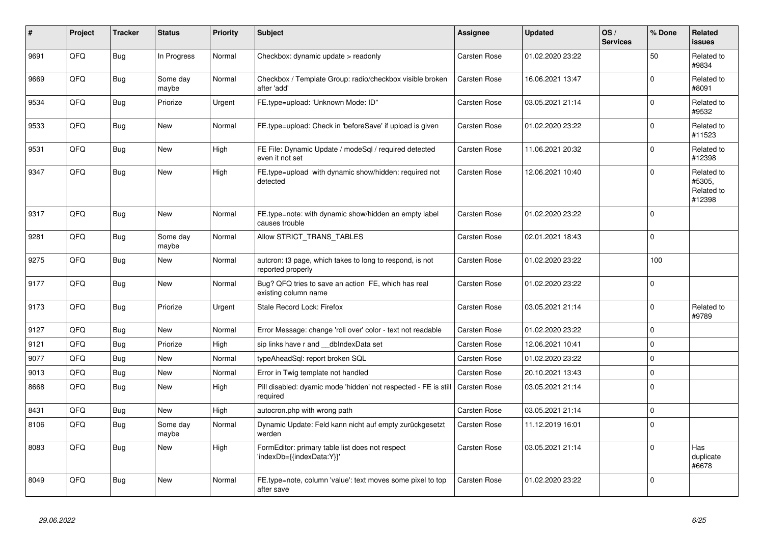| # | Project | Tracker | Status | Priority | Subject | Assignee | Updated | OS / Services | % Done | Related issues |
|---|---|---|---|---|---|---|---|---|---|---|
| 9691 | QFQ | Bug | In Progress | Normal | Checkbox: dynamic update > readonly | Carsten Rose | 01.02.2020 23:22 | | 50 | Related to #9834 |
| 9669 | QFQ | Bug | Some day maybe | Normal | Checkbox / Template Group: radio/checkbox visible broken after 'add' | Carsten Rose | 16.06.2021 13:47 | | 0 | Related to #8091 |
| 9534 | QFQ | Bug | Priorize | Urgent | FE.type=upload: 'Unknown Mode: ID" | Carsten Rose | 03.05.2021 21:14 | | 0 | Related to #9532 |
| 9533 | QFQ | Bug | New | Normal | FE.type=upload: Check in 'beforeSave' if upload is given | Carsten Rose | 01.02.2020 23:22 | | 0 | Related to #11523 |
| 9531 | QFQ | Bug | New | High | FE File: Dynamic Update / modeSql / required detected even it not set | Carsten Rose | 11.06.2021 20:32 | | 0 | Related to #12398 |
| 9347 | QFQ | Bug | New | High | FE.type=upload with dynamic show/hidden: required not detected | Carsten Rose | 12.06.2021 10:40 | | 0 | Related to #5305, Related to #12398 |
| 9317 | QFQ | Bug | New | Normal | FE.type=note: with dynamic show/hidden an empty label causes trouble | Carsten Rose | 01.02.2020 23:22 | | 0 | |
| 9281 | QFQ | Bug | Some day maybe | Normal | Allow STRICT_TRANS_TABLES | Carsten Rose | 02.01.2021 18:43 | | 0 | |
| 9275 | QFQ | Bug | New | Normal | autcron: t3 page, which takes to long to respond, is not reported properly | Carsten Rose | 01.02.2020 23:22 | | 100 | |
| 9177 | QFQ | Bug | New | Normal | Bug? QFQ tries to save an action FE, which has real existing column name | Carsten Rose | 01.02.2020 23:22 | | 0 | |
| 9173 | QFQ | Bug | Priorize | Urgent | Stale Record Lock: Firefox | Carsten Rose | 03.05.2021 21:14 | | 0 | Related to #9789 |
| 9127 | QFQ | Bug | New | Normal | Error Message: change 'roll over' color - text not readable | Carsten Rose | 01.02.2020 23:22 | | 0 | |
| 9121 | QFQ | Bug | Priorize | High | sip links have r and __dbIndexData set | Carsten Rose | 12.06.2021 10:41 | | 0 | |
| 9077 | QFQ | Bug | New | Normal | typeAheadSql: report broken SQL | Carsten Rose | 01.02.2020 23:22 | | 0 | |
| 9013 | QFQ | Bug | New | Normal | Error in Twig template not handled | Carsten Rose | 20.10.2021 13:43 | | 0 | |
| 8668 | QFQ | Bug | New | High | Pill disabled: dyamic mode 'hidden' not respected - FE is still required | Carsten Rose | 03.05.2021 21:14 | | 0 | |
| 8431 | QFQ | Bug | New | High | autocron.php with wrong path | Carsten Rose | 03.05.2021 21:14 | | 0 | |
| 8106 | QFQ | Bug | Some day maybe | Normal | Dynamic Update: Feld kann nicht auf empty zurückgesetzt werden | Carsten Rose | 11.12.2019 16:01 | | 0 | |
| 8083 | QFQ | Bug | New | High | FormEditor: primary table list does not respect 'indexDb={{indexData:Y}}' | Carsten Rose | 03.05.2021 21:14 | | 0 | Has duplicate #6678 |
| 8049 | QFQ | Bug | New | Normal | FE.type=note, column 'value': text moves some pixel to top after save | Carsten Rose | 01.02.2020 23:22 | | 0 | |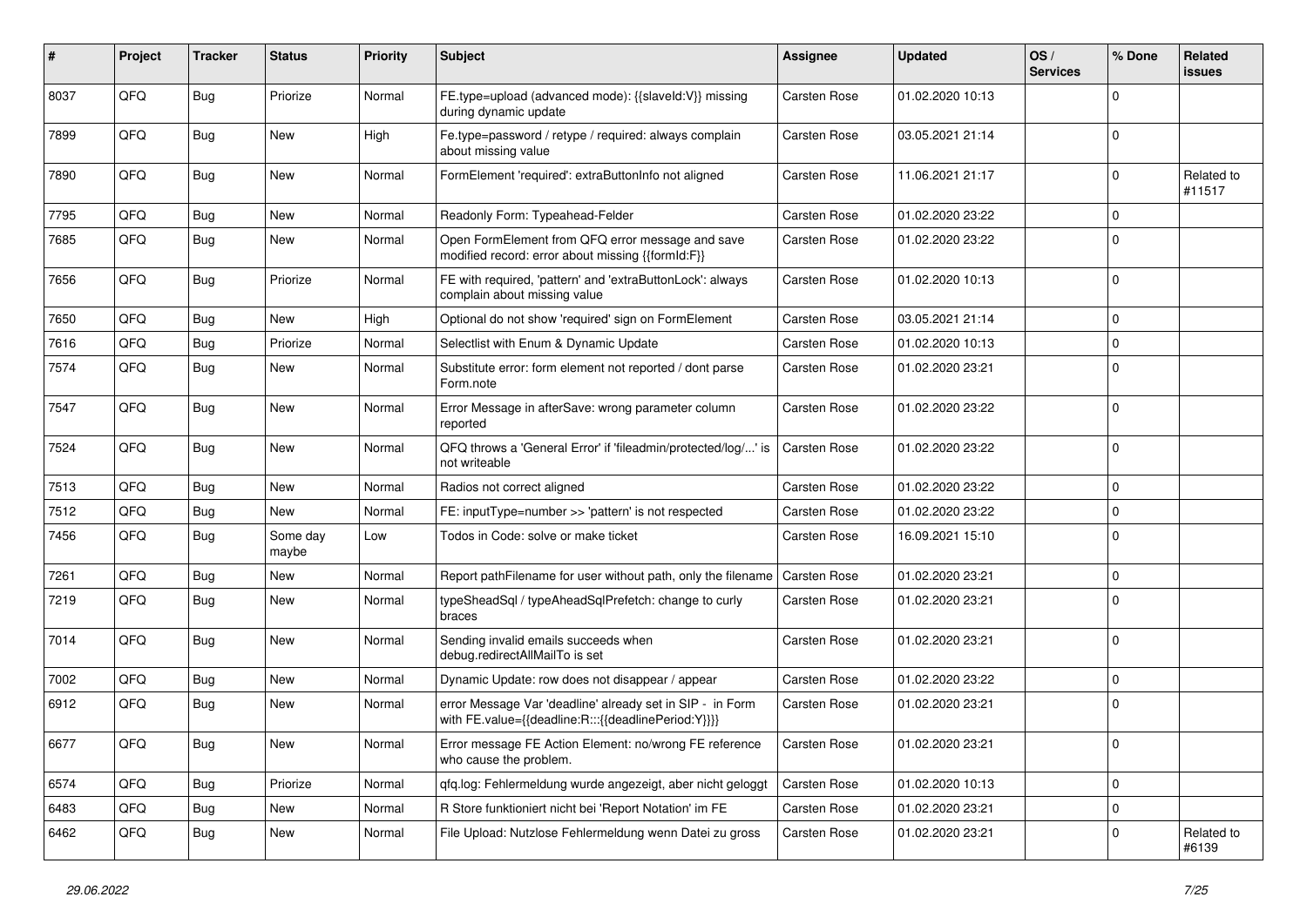| # | Project | Tracker | Status | Priority | Subject | Assignee | Updated | OS / Services | % Done | Related issues |
|---|---|---|---|---|---|---|---|---|---|---|
| 8037 | QFQ | Bug | Priorize | Normal | FE.type=upload (advanced mode): {{slaveId:V}} missing during dynamic update | Carsten Rose | 01.02.2020 10:13 | | 0 | |
| 7899 | QFQ | Bug | New | High | Fe.type=password / retype / required: always complain about missing value | Carsten Rose | 03.05.2021 21:14 | | 0 | |
| 7890 | QFQ | Bug | New | Normal | FormElement 'required': extraButtonInfo not aligned | Carsten Rose | 11.06.2021 21:17 | | 0 | Related to #11517 |
| 7795 | QFQ | Bug | New | Normal | Readonly Form: Typeahead-Felder | Carsten Rose | 01.02.2020 23:22 | | 0 | |
| 7685 | QFQ | Bug | New | Normal | Open FormElement from QFQ error message and save modified record: error about missing {{formId:F}} | Carsten Rose | 01.02.2020 23:22 | | 0 | |
| 7656 | QFQ | Bug | Priorize | Normal | FE with required, 'pattern' and 'extraButtonLock': always complain about missing value | Carsten Rose | 01.02.2020 10:13 | | 0 | |
| 7650 | QFQ | Bug | New | High | Optional do not show 'required' sign on FormElement | Carsten Rose | 03.05.2021 21:14 | | 0 | |
| 7616 | QFQ | Bug | Priorize | Normal | Selectlist with Enum & Dynamic Update | Carsten Rose | 01.02.2020 10:13 | | 0 | |
| 7574 | QFQ | Bug | New | Normal | Substitute error: form element not reported / dont parse Form.note | Carsten Rose | 01.02.2020 23:21 | | 0 | |
| 7547 | QFQ | Bug | New | Normal | Error Message in afterSave: wrong parameter column reported | Carsten Rose | 01.02.2020 23:22 | | 0 | |
| 7524 | QFQ | Bug | New | Normal | QFQ throws a 'General Error' if 'fileadmin/protected/log/...' is not writeable | Carsten Rose | 01.02.2020 23:22 | | 0 | |
| 7513 | QFQ | Bug | New | Normal | Radios not correct aligned | Carsten Rose | 01.02.2020 23:22 | | 0 | |
| 7512 | QFQ | Bug | New | Normal | FE: inputType=number >> 'pattern' is not respected | Carsten Rose | 01.02.2020 23:22 | | 0 | |
| 7456 | QFQ | Bug | Some day maybe | Low | Todos in Code: solve or make ticket | Carsten Rose | 16.09.2021 15:10 | | 0 | |
| 7261 | QFQ | Bug | New | Normal | Report pathFilename for user without path, only the filename | Carsten Rose | 01.02.2020 23:21 | | 0 | |
| 7219 | QFQ | Bug | New | Normal | typeSheadSql / typeAheadSqlPrefetch: change to curly braces | Carsten Rose | 01.02.2020 23:21 | | 0 | |
| 7014 | QFQ | Bug | New | Normal | Sending invalid emails succeeds when debug.redirectAllMailTo is set | Carsten Rose | 01.02.2020 23:21 | | 0 | |
| 7002 | QFQ | Bug | New | Normal | Dynamic Update: row does not disappear / appear | Carsten Rose | 01.02.2020 23:22 | | 0 | |
| 6912 | QFQ | Bug | New | Normal | error Message Var 'deadline' already set in SIP - in Form with FE.value={{deadline:R:::{{deadlinePeriod:Y}}}} | Carsten Rose | 01.02.2020 23:21 | | 0 | |
| 6677 | QFQ | Bug | New | Normal | Error message FE Action Element: no/wrong FE reference who cause the problem. | Carsten Rose | 01.02.2020 23:21 | | 0 | |
| 6574 | QFQ | Bug | Priorize | Normal | qfq.log: Fehlermeldung wurde angezeigt, aber nicht geloggt | Carsten Rose | 01.02.2020 10:13 | | 0 | |
| 6483 | QFQ | Bug | New | Normal | R Store funktioniert nicht bei 'Report Notation' im FE | Carsten Rose | 01.02.2020 23:21 | | 0 | |
| 6462 | QFQ | Bug | New | Normal | File Upload: Nutzlose Fehlermeldung wenn Datei zu gross | Carsten Rose | 01.02.2020 23:21 | | 0 | Related to #6139 |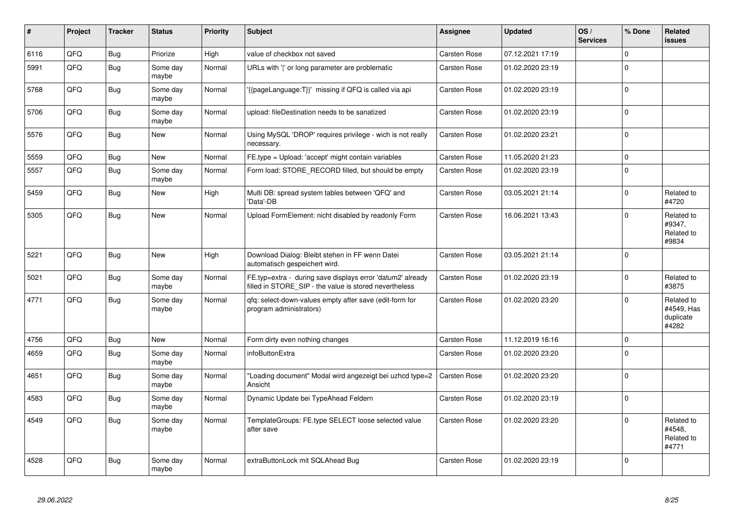| # | Project | Tracker | Status | Priority | Subject | Assignee | Updated | OS / Services | % Done | Related issues |
|---|---|---|---|---|---|---|---|---|---|---|
| 6116 | QFQ | Bug | Priorize | High | value of checkbox not saved | Carsten Rose | 07.12.2021 17:19 | | 0 | |
| 5991 | QFQ | Bug | Some day maybe | Normal | URLs with '\|' or long parameter are problematic | Carsten Rose | 01.02.2020 23:19 | | 0 | |
| 5768 | QFQ | Bug | Some day maybe | Normal | '{{pageLanguage:T}}' missing if QFQ is called via api | Carsten Rose | 01.02.2020 23:19 | | 0 | |
| 5706 | QFQ | Bug | Some day maybe | Normal | upload: fileDestination needs to be sanatized | Carsten Rose | 01.02.2020 23:19 | | 0 | |
| 5576 | QFQ | Bug | New | Normal | Using MySQL 'DROP' requires privilege - wich is not really necessary. | Carsten Rose | 01.02.2020 23:21 | | 0 | |
| 5559 | QFQ | Bug | New | Normal | FE.type = Upload: 'accept' might contain variables | Carsten Rose | 11.05.2020 21:23 | | 0 | |
| 5557 | QFQ | Bug | Some day maybe | Normal | Form load: STORE_RECORD filled, but should be empty | Carsten Rose | 01.02.2020 23:19 | | 0 | |
| 5459 | QFQ | Bug | New | High | Multi DB: spread system tables between 'QFQ' and 'Data'-DB | Carsten Rose | 03.05.2021 21:14 | | 0 | Related to #4720 |
| 5305 | QFQ | Bug | New | Normal | Upload FormElement: nicht disabled by readonly Form | Carsten Rose | 16.06.2021 13:43 | | 0 | Related to #9347, Related to #9834 |
| 5221 | QFQ | Bug | New | High | Download Dialog: Bleibt stehen in FF wenn Datei automatisch gespeichert wird. | Carsten Rose | 03.05.2021 21:14 | | 0 | |
| 5021 | QFQ | Bug | Some day maybe | Normal | FE.typ=extra - during save displays error 'datum2' already filled in STORE_SIP - the value is stored nevertheless | Carsten Rose | 01.02.2020 23:19 | | 0 | Related to #3875 |
| 4771 | QFQ | Bug | Some day maybe | Normal | qfq: select-down-values empty after save (edit-form for program administrators) | Carsten Rose | 01.02.2020 23:20 | | 0 | Related to #4549, Has duplicate #4282 |
| 4756 | QFQ | Bug | New | Normal | Form dirty even nothing changes | Carsten Rose | 11.12.2019 16:16 | | 0 | |
| 4659 | QFQ | Bug | Some day maybe | Normal | infoButtonExtra | Carsten Rose | 01.02.2020 23:20 | | 0 | |
| 4651 | QFQ | Bug | Some day maybe | Normal | "Loading document" Modal wird angezeigt bei uzhcd type=2 Ansicht | Carsten Rose | 01.02.2020 23:20 | | 0 | |
| 4583 | QFQ | Bug | Some day maybe | Normal | Dynamic Update bei TypeAhead Feldern | Carsten Rose | 01.02.2020 23:19 | | 0 | |
| 4549 | QFQ | Bug | Some day maybe | Normal | TemplateGroups: FE.type SELECT loose selected value after save | Carsten Rose | 01.02.2020 23:20 | | 0 | Related to #4548, Related to #4771 |
| 4528 | QFQ | Bug | Some day maybe | Normal | extraButtonLock mit SQLAhead Bug | Carsten Rose | 01.02.2020 23:19 | | 0 | |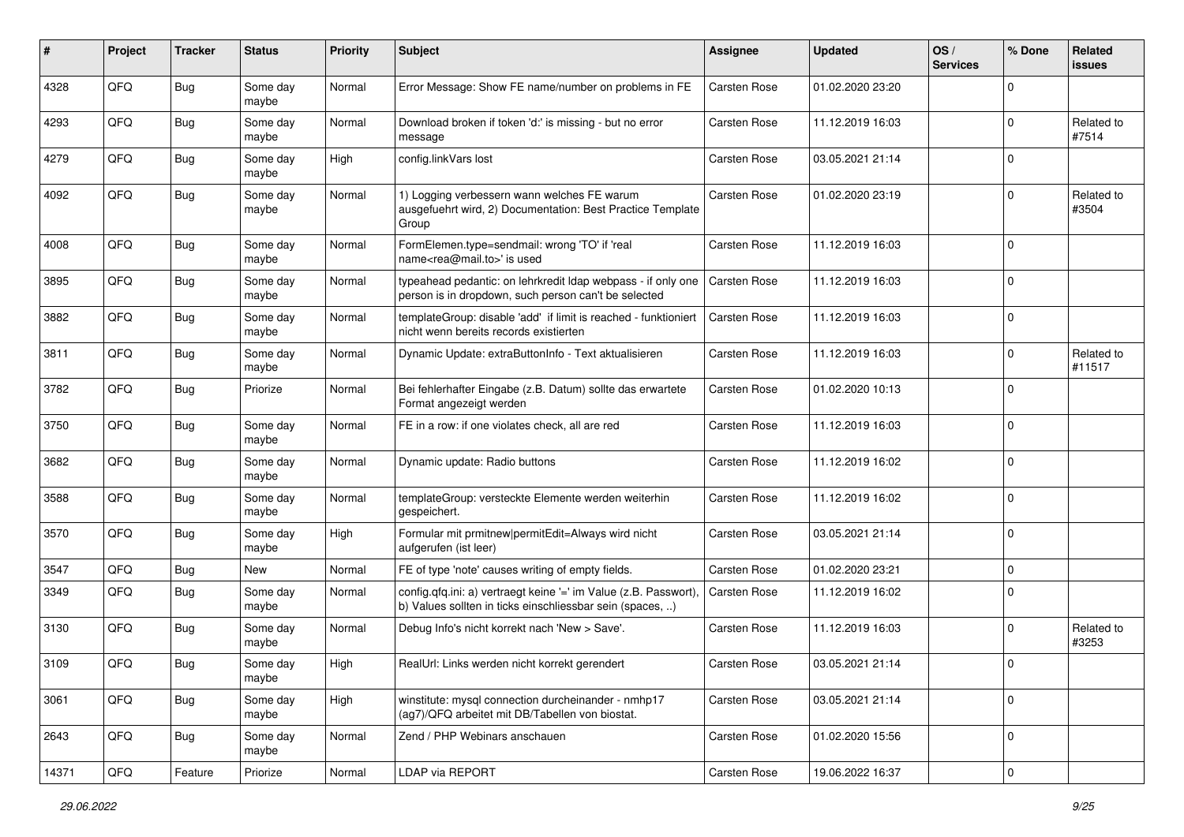| # | Project | Tracker | Status | Priority | Subject | Assignee | Updated | OS / Services | % Done | Related issues |
|---|---|---|---|---|---|---|---|---|---|---|
| 4328 | QFQ | Bug | Some day maybe | Normal | Error Message: Show FE name/number on problems in FE | Carsten Rose | 01.02.2020 23:20 | | 0 | |
| 4293 | QFQ | Bug | Some day maybe | Normal | Download broken if token 'd:' is missing - but no error message | Carsten Rose | 11.12.2019 16:03 | | 0 | Related to #7514 |
| 4279 | QFQ | Bug | Some day maybe | High | config.linkVars lost | Carsten Rose | 03.05.2021 21:14 | | 0 | |
| 4092 | QFQ | Bug | Some day maybe | Normal | 1) Logging verbessern wann welches FE warum ausgefuehrt wird, 2) Documentation: Best Practice Template Group | Carsten Rose | 01.02.2020 23:19 | | 0 | Related to #3504 |
| 4008 | QFQ | Bug | Some day maybe | Normal | FormElemen.type=sendmail: wrong 'TO' if 'real name<rea@mail.to>' is used | Carsten Rose | 11.12.2019 16:03 | | 0 | |
| 3895 | QFQ | Bug | Some day maybe | Normal | typeahead pedantic: on lehrkredit ldap webpass - if only one person is in dropdown, such person can't be selected | Carsten Rose | 11.12.2019 16:03 | | 0 | |
| 3882 | QFQ | Bug | Some day maybe | Normal | templateGroup: disable 'add' if limit is reached - funktioniert nicht wenn bereits records existierten | Carsten Rose | 11.12.2019 16:03 | | 0 | |
| 3811 | QFQ | Bug | Some day maybe | Normal | Dynamic Update: extraButtonInfo - Text aktualisieren | Carsten Rose | 11.12.2019 16:03 | | 0 | Related to #11517 |
| 3782 | QFQ | Bug | Priorize | Normal | Bei fehlerhafter Eingabe (z.B. Datum) sollte das erwartete Format angezeigt werden | Carsten Rose | 01.02.2020 10:13 | | 0 | |
| 3750 | QFQ | Bug | Some day maybe | Normal | FE in a row: if one violates check, all are red | Carsten Rose | 11.12.2019 16:03 | | 0 | |
| 3682 | QFQ | Bug | Some day maybe | Normal | Dynamic update: Radio buttons | Carsten Rose | 11.12.2019 16:02 | | 0 | |
| 3588 | QFQ | Bug | Some day maybe | Normal | templateGroup: versteckte Elemente werden weiterhin gespeichert. | Carsten Rose | 11.12.2019 16:02 | | 0 | |
| 3570 | QFQ | Bug | Some day maybe | High | Formular mit prmitnew\|permitEdit=Always wird nicht aufgerufen (ist leer) | Carsten Rose | 03.05.2021 21:14 | | 0 | |
| 3547 | QFQ | Bug | New | Normal | FE of type 'note' causes writing of empty fields. | Carsten Rose | 01.02.2020 23:21 | | 0 | |
| 3349 | QFQ | Bug | Some day maybe | Normal | config.qfq.ini: a) vertraegt keine '=' im Value (z.B. Passwort), b) Values sollten in ticks einschliessbar sein (spaces, ..) | Carsten Rose | 11.12.2019 16:02 | | 0 | |
| 3130 | QFQ | Bug | Some day maybe | Normal | Debug Info's nicht korrekt nach 'New > Save'. | Carsten Rose | 11.12.2019 16:03 | | 0 | Related to #3253 |
| 3109 | QFQ | Bug | Some day maybe | High | RealUrl: Links werden nicht korrekt gerendert | Carsten Rose | 03.05.2021 21:14 | | 0 | |
| 3061 | QFQ | Bug | Some day maybe | High | winstitute: mysql connection durcheinander - nmhp17 (ag7)/QFQ arbeitet mit DB/Tabellen von biostat. | Carsten Rose | 03.05.2021 21:14 | | 0 | |
| 2643 | QFQ | Bug | Some day maybe | Normal | Zend / PHP Webinars anschauen | Carsten Rose | 01.02.2020 15:56 | | 0 | |
| 14371 | QFQ | Feature | Priorize | Normal | LDAP via REPORT | Carsten Rose | 19.06.2022 16:37 | | 0 | |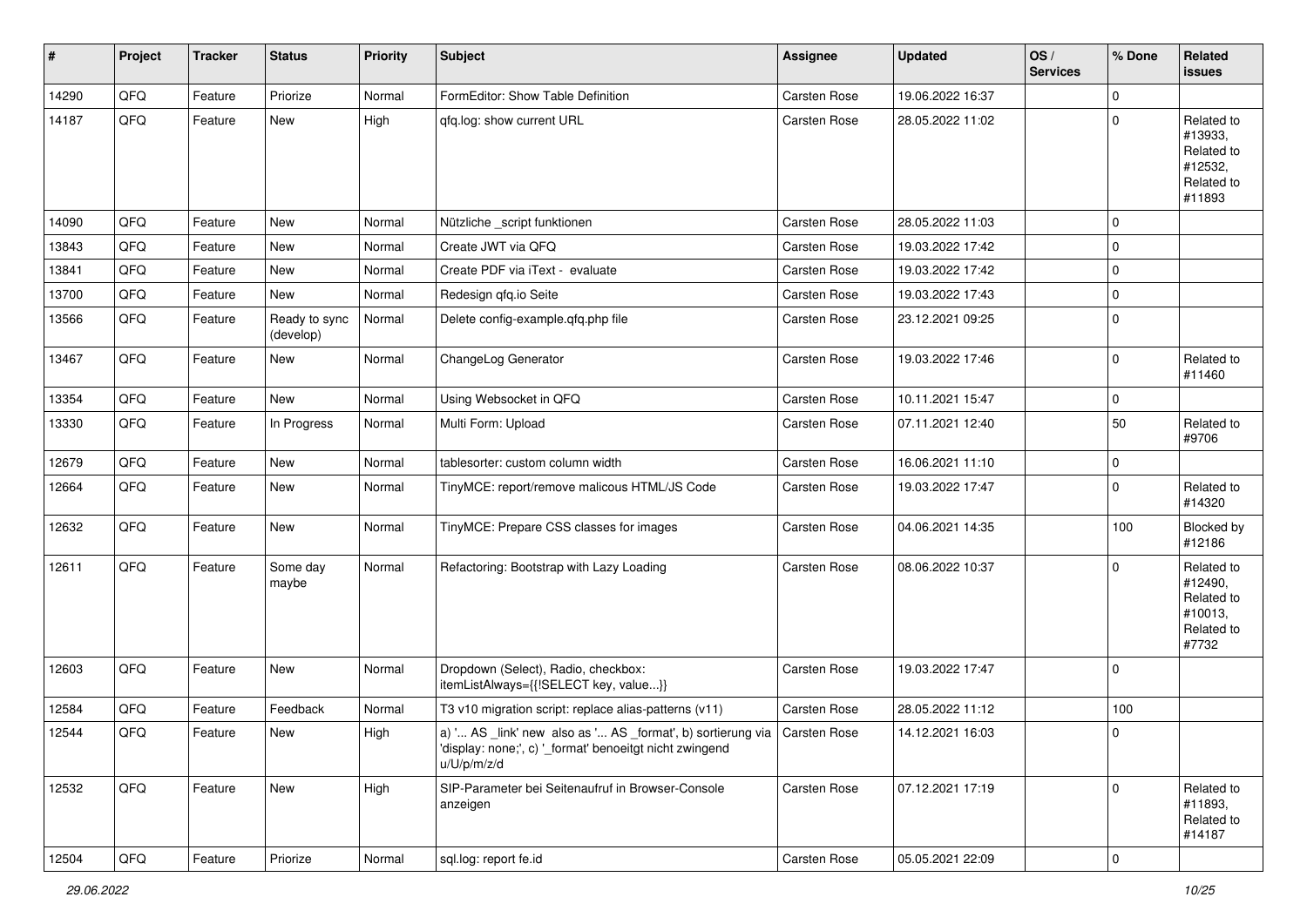| # | Project | Tracker | Status | Priority | Subject | Assignee | Updated | OS / Services | % Done | Related issues |
|---|---|---|---|---|---|---|---|---|---|---|
| 14290 | QFQ | Feature | Priorize | Normal | FormEditor: Show Table Definition | Carsten Rose | 19.06.2022 16:37 | | 0 | |
| 14187 | QFQ | Feature | New | High | qfq.log: show current URL | Carsten Rose | 28.05.2022 11:02 | | 0 | Related to #13933, Related to #12532, Related to #11893 |
| 14090 | QFQ | Feature | New | Normal | Nützliche _script funktionen | Carsten Rose | 28.05.2022 11:03 | | 0 | |
| 13843 | QFQ | Feature | New | Normal | Create JWT via QFQ | Carsten Rose | 19.03.2022 17:42 | | 0 | |
| 13841 | QFQ | Feature | New | Normal | Create PDF via iText - evaluate | Carsten Rose | 19.03.2022 17:42 | | 0 | |
| 13700 | QFQ | Feature | New | Normal | Redesign qfq.io Seite | Carsten Rose | 19.03.2022 17:43 | | 0 | |
| 13566 | QFQ | Feature | Ready to sync (develop) | Normal | Delete config-example.qfq.php file | Carsten Rose | 23.12.2021 09:25 | | 0 | |
| 13467 | QFQ | Feature | New | Normal | ChangeLog Generator | Carsten Rose | 19.03.2022 17:46 | | 0 | Related to #11460 |
| 13354 | QFQ | Feature | New | Normal | Using Websocket in QFQ | Carsten Rose | 10.11.2021 15:47 | | 0 | |
| 13330 | QFQ | Feature | In Progress | Normal | Multi Form: Upload | Carsten Rose | 07.11.2021 12:40 | | 50 | Related to #9706 |
| 12679 | QFQ | Feature | New | Normal | tablesorter: custom column width | Carsten Rose | 16.06.2021 11:10 | | 0 | |
| 12664 | QFQ | Feature | New | Normal | TinyMCE: report/remove malicous HTML/JS Code | Carsten Rose | 19.03.2022 17:47 | | 0 | Related to #14320 |
| 12632 | QFQ | Feature | New | Normal | TinyMCE: Prepare CSS classes for images | Carsten Rose | 04.06.2021 14:35 | | 100 | Blocked by #12186 |
| 12611 | QFQ | Feature | Some day maybe | Normal | Refactoring: Bootstrap with Lazy Loading | Carsten Rose | 08.06.2022 10:37 | | 0 | Related to #12490, Related to #10013, Related to #7732 |
| 12603 | QFQ | Feature | New | Normal | Dropdown (Select), Radio, checkbox: itemListAlways={{!SELECT key, value...}} | Carsten Rose | 19.03.2022 17:47 | | 0 | |
| 12584 | QFQ | Feature | Feedback | Normal | T3 v10 migration script: replace alias-patterns (v11) | Carsten Rose | 28.05.2022 11:12 | | 100 | |
| 12544 | QFQ | Feature | New | High | a) '... AS _link' new also as '... AS _format', b) sortierung via 'display: none;', c) '_format' benoeitgt nicht zwingend u/U/p/m/z/d | Carsten Rose | 14.12.2021 16:03 | | 0 | |
| 12532 | QFQ | Feature | New | High | SIP-Parameter bei Seitenaufruf in Browser-Console anzeigen | Carsten Rose | 07.12.2021 17:19 | | 0 | Related to #11893, Related to #14187 |
| 12504 | QFQ | Feature | Priorize | Normal | sql.log: report fe.id | Carsten Rose | 05.05.2021 22:09 | | 0 | |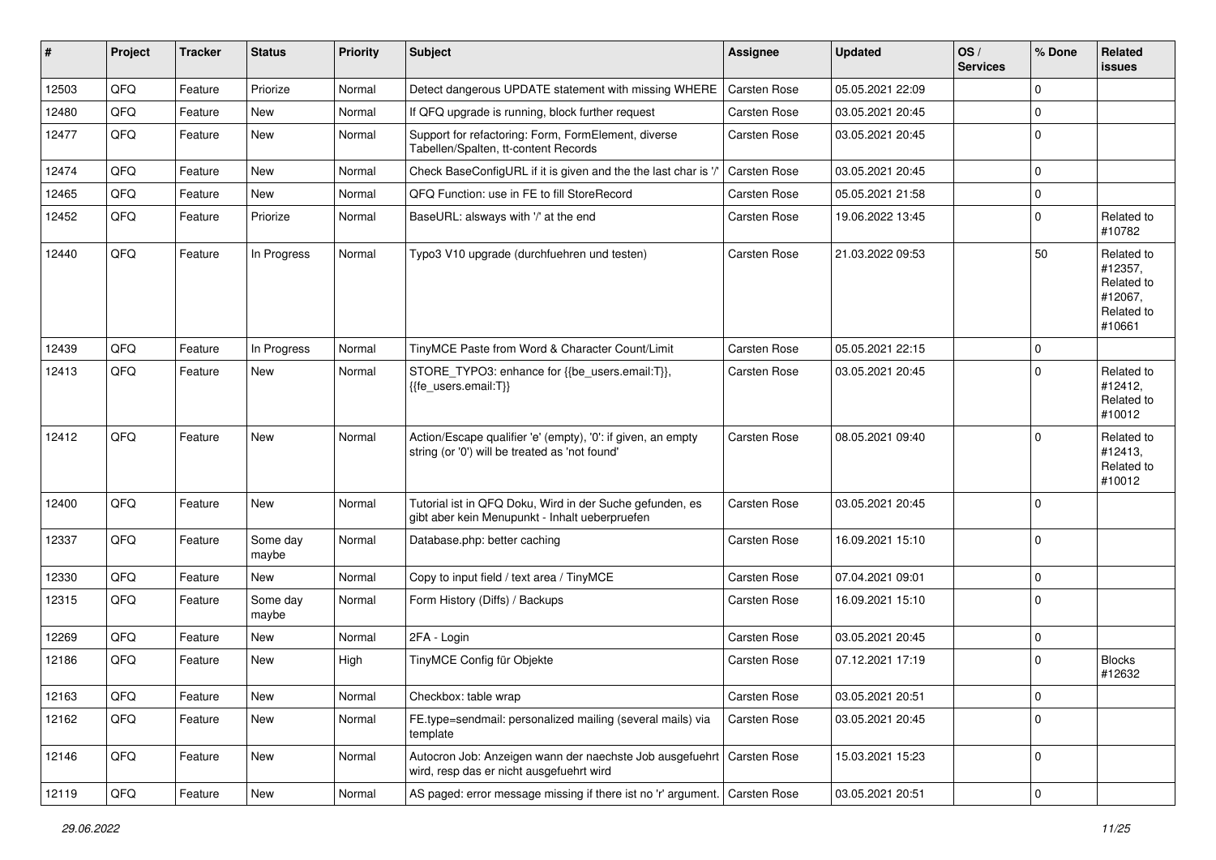| # | Project | Tracker | Status | Priority | Subject | Assignee | Updated | OS / Services | % Done | Related issues |
|---|---|---|---|---|---|---|---|---|---|---|
| 12503 | QFQ | Feature | Priorize | Normal | Detect dangerous UPDATE statement with missing WHERE | Carsten Rose | 05.05.2021 22:09 | | 0 | |
| 12480 | QFQ | Feature | New | Normal | If QFQ upgrade is running, block further request | Carsten Rose | 03.05.2021 20:45 | | 0 | |
| 12477 | QFQ | Feature | New | Normal | Support for refactoring: Form, FormElement, diverse Tabellen/Spalten, tt-content Records | Carsten Rose | 03.05.2021 20:45 | | 0 | |
| 12474 | QFQ | Feature | New | Normal | Check BaseConfigURL if it is given and the the last char is '/' | Carsten Rose | 03.05.2021 20:45 | | 0 | |
| 12465 | QFQ | Feature | New | Normal | QFQ Function: use in FE to fill StoreRecord | Carsten Rose | 05.05.2021 21:58 | | 0 | |
| 12452 | QFQ | Feature | Priorize | Normal | BaseURL: alsways with '/' at the end | Carsten Rose | 19.06.2022 13:45 | | 0 | Related to #10782 |
| 12440 | QFQ | Feature | In Progress | Normal | Typo3 V10 upgrade (durchfuehren und testen) | Carsten Rose | 21.03.2022 09:53 | | 50 | Related to #12357, Related to #12067, Related to #10661 |
| 12439 | QFQ | Feature | In Progress | Normal | TinyMCE Paste from Word & Character Count/Limit | Carsten Rose | 05.05.2021 22:15 | | 0 | |
| 12413 | QFQ | Feature | New | Normal | STORE_TYPO3: enhance for {{be_users.email:T}}, {{fe_users.email:T}} | Carsten Rose | 03.05.2021 20:45 | | 0 | Related to #12412, Related to #10012 |
| 12412 | QFQ | Feature | New | Normal | Action/Escape qualifier 'e' (empty), '0': if given, an empty string (or '0') will be treated as 'not found' | Carsten Rose | 08.05.2021 09:40 | | 0 | Related to #12413, Related to #10012 |
| 12400 | QFQ | Feature | New | Normal | Tutorial ist in QFQ Doku, Wird in der Suche gefunden, es gibt aber kein Menupunkt - Inhalt ueberpruefen | Carsten Rose | 03.05.2021 20:45 | | 0 | |
| 12337 | QFQ | Feature | Some day maybe | Normal | Database.php: better caching | Carsten Rose | 16.09.2021 15:10 | | 0 | |
| 12330 | QFQ | Feature | New | Normal | Copy to input field / text area / TinyMCE | Carsten Rose | 07.04.2021 09:01 | | 0 | |
| 12315 | QFQ | Feature | Some day maybe | Normal | Form History (Diffs) / Backups | Carsten Rose | 16.09.2021 15:10 | | 0 | |
| 12269 | QFQ | Feature | New | Normal | 2FA - Login | Carsten Rose | 03.05.2021 20:45 | | 0 | |
| 12186 | QFQ | Feature | New | High | TinyMCE Config für Objekte | Carsten Rose | 07.12.2021 17:19 | | 0 | Blocks #12632 |
| 12163 | QFQ | Feature | New | Normal | Checkbox: table wrap | Carsten Rose | 03.05.2021 20:51 | | 0 | |
| 12162 | QFQ | Feature | New | Normal | FE.type=sendmail: personalized mailing (several mails) via template | Carsten Rose | 03.05.2021 20:45 | | 0 | |
| 12146 | QFQ | Feature | New | Normal | Autocron Job: Anzeigen wann der naechste Job ausgefuehrt wird, resp das er nicht ausgefuehrt wird | Carsten Rose | 15.03.2021 15:23 | | 0 | |
| 12119 | QFQ | Feature | New | Normal | AS paged: error message missing if there ist no 'r' argument. | Carsten Rose | 03.05.2021 20:51 | | 0 | |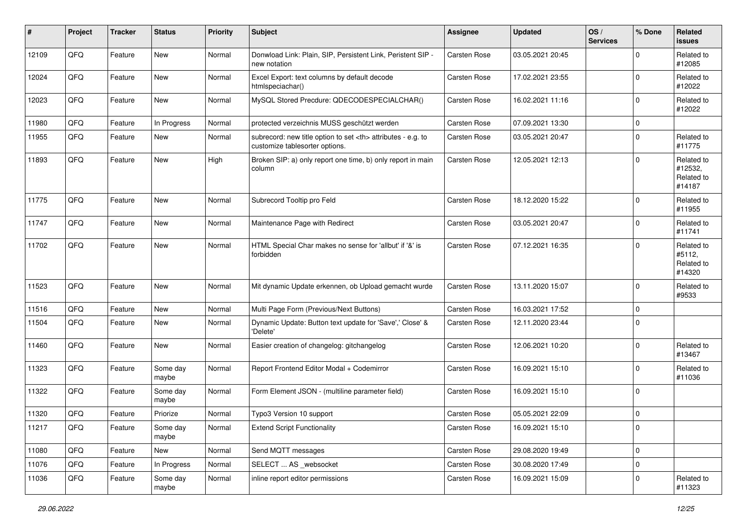| # | Project | Tracker | Status | Priority | Subject | Assignee | Updated | OS / Services | % Done | Related issues |
|---|---|---|---|---|---|---|---|---|---|---|
| 12109 | QFQ | Feature | New | Normal | Donwload Link: Plain, SIP, Persistent Link, Peristent SIP - new notation | Carsten Rose | 03.05.2021 20:45 | | 0 | Related to #12085 |
| 12024 | QFQ | Feature | New | Normal | Excel Export: text columns by default decode htmlspeciachar() | Carsten Rose | 17.02.2021 23:55 | | 0 | Related to #12022 |
| 12023 | QFQ | Feature | New | Normal | MySQL Stored Precdure: QDECODESPECIALCHAR() | Carsten Rose | 16.02.2021 11:16 | | 0 | Related to #12022 |
| 11980 | QFQ | Feature | In Progress | Normal | protected verzeichnis MUSS geschützt werden | Carsten Rose | 07.09.2021 13:30 | | 0 | |
| 11955 | QFQ | Feature | New | Normal | subrecord: new title option to set <th> attributes - e.g. to customize tablesorter options. | Carsten Rose | 03.05.2021 20:47 | | 0 | Related to #11775 |
| 11893 | QFQ | Feature | New | High | Broken SIP: a) only report one time, b) only report in main column | Carsten Rose | 12.05.2021 12:13 | | 0 | Related to #12532, Related to #14187 |
| 11775 | QFQ | Feature | New | Normal | Subrecord Tooltip pro Feld | Carsten Rose | 18.12.2020 15:22 | | 0 | Related to #11955 |
| 11747 | QFQ | Feature | New | Normal | Maintenance Page with Redirect | Carsten Rose | 03.05.2021 20:47 | | 0 | Related to #11741 |
| 11702 | QFQ | Feature | New | Normal | HTML Special Char makes no sense for 'allbut' if '&' is forbidden | Carsten Rose | 07.12.2021 16:35 | | 0 | Related to #5112, Related to #14320 |
| 11523 | QFQ | Feature | New | Normal | Mit dynamic Update erkennen, ob Upload gemacht wurde | Carsten Rose | 13.11.2020 15:07 | | 0 | Related to #9533 |
| 11516 | QFQ | Feature | New | Normal | Multi Page Form (Previous/Next Buttons) | Carsten Rose | 16.03.2021 17:52 | | 0 | |
| 11504 | QFQ | Feature | New | Normal | Dynamic Update: Button text update for 'Save',' Close' & 'Delete' | Carsten Rose | 12.11.2020 23:44 | | 0 | |
| 11460 | QFQ | Feature | New | Normal | Easier creation of changelog: gitchangelog | Carsten Rose | 12.06.2021 10:20 | | 0 | Related to #13467 |
| 11323 | QFQ | Feature | Some day maybe | Normal | Report Frontend Editor Modal + Codemirror | Carsten Rose | 16.09.2021 15:10 | | 0 | Related to #11036 |
| 11322 | QFQ | Feature | Some day maybe | Normal | Form Element JSON - (multiline parameter field) | Carsten Rose | 16.09.2021 15:10 | | 0 | |
| 11320 | QFQ | Feature | Priorize | Normal | Typo3 Version 10 support | Carsten Rose | 05.05.2021 22:09 | | 0 | |
| 11217 | QFQ | Feature | Some day maybe | Normal | Extend Script Functionality | Carsten Rose | 16.09.2021 15:10 | | 0 | |
| 11080 | QFQ | Feature | New | Normal | Send MQTT messages | Carsten Rose | 29.08.2020 19:49 | | 0 | |
| 11076 | QFQ | Feature | In Progress | Normal | SELECT ... AS _websocket | Carsten Rose | 30.08.2020 17:49 | | 0 | |
| 11036 | QFQ | Feature | Some day maybe | Normal | inline report editor permissions | Carsten Rose | 16.09.2021 15:09 | | 0 | Related to #11323 |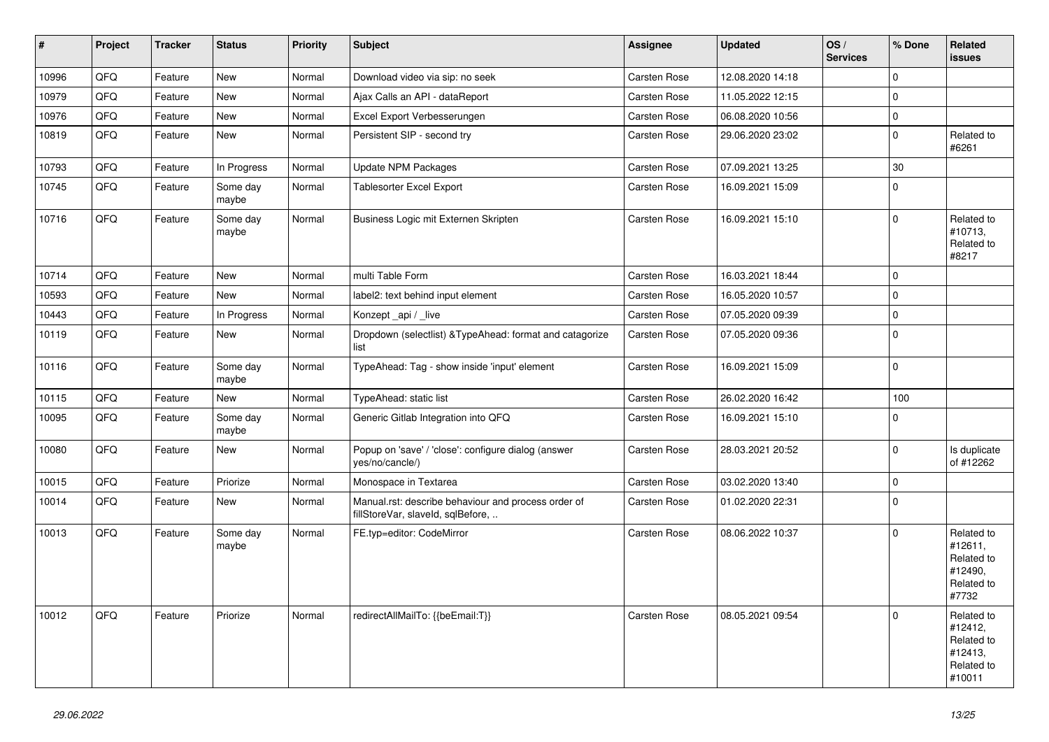| # | Project | Tracker | Status | Priority | Subject | Assignee | Updated | OS / Services | % Done | Related issues |
|---|---|---|---|---|---|---|---|---|---|---|
| 10996 | QFQ | Feature | New | Normal | Download video via sip: no seek | Carsten Rose | 12.08.2020 14:18 | | 0 | |
| 10979 | QFQ | Feature | New | Normal | Ajax Calls an API - dataReport | Carsten Rose | 11.05.2022 12:15 | | 0 | |
| 10976 | QFQ | Feature | New | Normal | Excel Export Verbesserungen | Carsten Rose | 06.08.2020 10:56 | | 0 | |
| 10819 | QFQ | Feature | New | Normal | Persistent SIP - second try | Carsten Rose | 29.06.2020 23:02 | | 0 | Related to #6261 |
| 10793 | QFQ | Feature | In Progress | Normal | Update NPM Packages | Carsten Rose | 07.09.2021 13:25 | | 30 | |
| 10745 | QFQ | Feature | Some day maybe | Normal | Tablesorter Excel Export | Carsten Rose | 16.09.2021 15:09 | | 0 | |
| 10716 | QFQ | Feature | Some day maybe | Normal | Business Logic mit Externen Skripten | Carsten Rose | 16.09.2021 15:10 | | 0 | Related to #10713, Related to #8217 |
| 10714 | QFQ | Feature | New | Normal | multi Table Form | Carsten Rose | 16.03.2021 18:44 | | 0 | |
| 10593 | QFQ | Feature | New | Normal | label2: text behind input element | Carsten Rose | 16.05.2020 10:57 | | 0 | |
| 10443 | QFQ | Feature | In Progress | Normal | Konzept _api / _live | Carsten Rose | 07.05.2020 09:39 | | 0 | |
| 10119 | QFQ | Feature | New | Normal | Dropdown (selectlist) &TypeAhead: format and catagorize list | Carsten Rose | 07.05.2020 09:36 | | 0 | |
| 10116 | QFQ | Feature | Some day maybe | Normal | TypeAhead: Tag - show inside 'input' element | Carsten Rose | 16.09.2021 15:09 | | 0 | |
| 10115 | QFQ | Feature | New | Normal | TypeAhead: static list | Carsten Rose | 26.02.2020 16:42 | | 100 | |
| 10095 | QFQ | Feature | Some day maybe | Normal | Generic Gitlab Integration into QFQ | Carsten Rose | 16.09.2021 15:10 | | 0 | |
| 10080 | QFQ | Feature | New | Normal | Popup on 'save' / 'close': configure dialog (answer yes/no/cancle/) | Carsten Rose | 28.03.2021 20:52 | | 0 | Is duplicate of #12262 |
| 10015 | QFQ | Feature | Priorize | Normal | Monospace in Textarea | Carsten Rose | 03.02.2020 13:40 | | 0 | |
| 10014 | QFQ | Feature | New | Normal | Manual.rst: describe behaviour and process order of fillStoreVar, slaveId, sqlBefore, .. | Carsten Rose | 01.02.2020 22:31 | | 0 | |
| 10013 | QFQ | Feature | Some day maybe | Normal | FE.typ=editor: CodeMirror | Carsten Rose | 08.06.2022 10:37 | | 0 | Related to #12611, Related to #12490, Related to #7732 |
| 10012 | QFQ | Feature | Priorize | Normal | redirectAllMailTo: {{beEmail:T}} | Carsten Rose | 08.05.2021 09:54 | | 0 | Related to #12412, Related to #12413, Related to #10011 |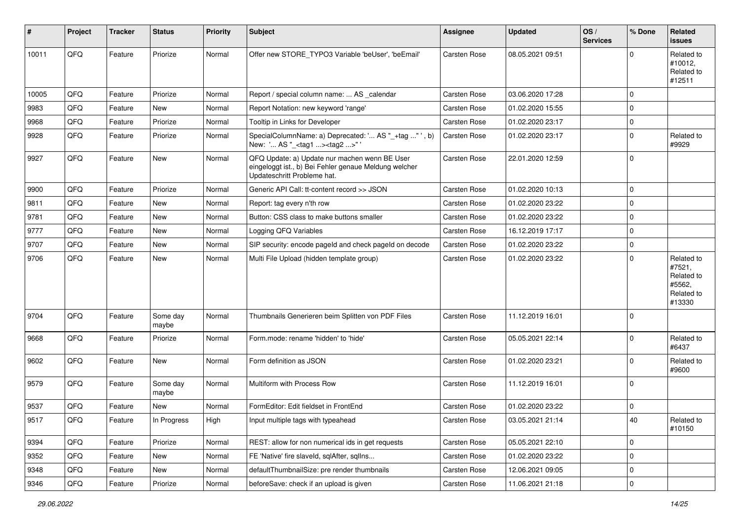| # | Project | Tracker | Status | Priority | Subject | Assignee | Updated | OS / Services | % Done | Related issues |
|---|---|---|---|---|---|---|---|---|---|---|
| 10011 | QFQ | Feature | Priorize | Normal | Offer new STORE_TYPO3 Variable 'beUser', 'beEmail' | Carsten Rose | 08.05.2021 09:51 | | 0 | Related to #10012, Related to #12511 |
| 10005 | QFQ | Feature | Priorize | Normal | Report / special column name: ... AS _calendar | Carsten Rose | 03.06.2020 17:28 | | 0 | |
| 9983 | QFQ | Feature | New | Normal | Report Notation: new keyword 'range' | Carsten Rose | 01.02.2020 15:55 | | 0 | |
| 9968 | QFQ | Feature | Priorize | Normal | Tooltip in Links for Developer | Carsten Rose | 01.02.2020 23:17 | | 0 | |
| 9928 | QFQ | Feature | Priorize | Normal | SpecialColumnName: a) Deprecated: '... AS "_+tag ..." ', b) New: '... AS "_<tag1 ...><tag2 ...>" ' | Carsten Rose | 01.02.2020 23:17 | | 0 | Related to #9929 |
| 9927 | QFQ | Feature | New | Normal | QFQ Update: a) Update nur machen wenn BE User eingeloggt ist., b) Bei Fehler genaue Meldung welcher Updateschritt Probleme hat. | Carsten Rose | 22.01.2020 12:59 | | 0 | |
| 9900 | QFQ | Feature | Priorize | Normal | Generic API Call: tt-content record >> JSON | Carsten Rose | 01.02.2020 10:13 | | 0 | |
| 9811 | QFQ | Feature | New | Normal | Report: tag every n'th row | Carsten Rose | 01.02.2020 23:22 | | 0 | |
| 9781 | QFQ | Feature | New | Normal | Button: CSS class to make buttons smaller | Carsten Rose | 01.02.2020 23:22 | | 0 | |
| 9777 | QFQ | Feature | New | Normal | Logging QFQ Variables | Carsten Rose | 16.12.2019 17:17 | | 0 | |
| 9707 | QFQ | Feature | New | Normal | SIP security: encode pageId and check pageId on decode | Carsten Rose | 01.02.2020 23:22 | | 0 | |
| 9706 | QFQ | Feature | New | Normal | Multi File Upload (hidden template group) | Carsten Rose | 01.02.2020 23:22 | | 0 | Related to #7521, Related to #5562, Related to #13330 |
| 9704 | QFQ | Feature | Some day maybe | Normal | Thumbnails Generieren beim Splitten von PDF Files | Carsten Rose | 11.12.2019 16:01 | | 0 | |
| 9668 | QFQ | Feature | Priorize | Normal | Form.mode: rename 'hidden' to 'hide' | Carsten Rose | 05.05.2021 22:14 | | 0 | Related to #6437 |
| 9602 | QFQ | Feature | New | Normal | Form definition as JSON | Carsten Rose | 01.02.2020 23:21 | | 0 | Related to #9600 |
| 9579 | QFQ | Feature | Some day maybe | Normal | Multiform with Process Row | Carsten Rose | 11.12.2019 16:01 | | 0 | |
| 9537 | QFQ | Feature | New | Normal | FormEditor: Edit fieldset in FrontEnd | Carsten Rose | 01.02.2020 23:22 | | 0 | |
| 9517 | QFQ | Feature | In Progress | High | Input multiple tags with typeahead | Carsten Rose | 03.05.2021 21:14 | | 40 | Related to #10150 |
| 9394 | QFQ | Feature | Priorize | Normal | REST: allow for non numerical ids in get requests | Carsten Rose | 05.05.2021 22:10 | | 0 | |
| 9352 | QFQ | Feature | New | Normal | FE 'Native' fire slaveId, sqlAfter, sqlIns... | Carsten Rose | 01.02.2020 23:22 | | 0 | |
| 9348 | QFQ | Feature | New | Normal | defaultThumbnailSize: pre render thumbnails | Carsten Rose | 12.06.2021 09:05 | | 0 | |
| 9346 | QFQ | Feature | Priorize | Normal | beforeSave: check if an upload is given | Carsten Rose | 11.06.2021 21:18 | | 0 | |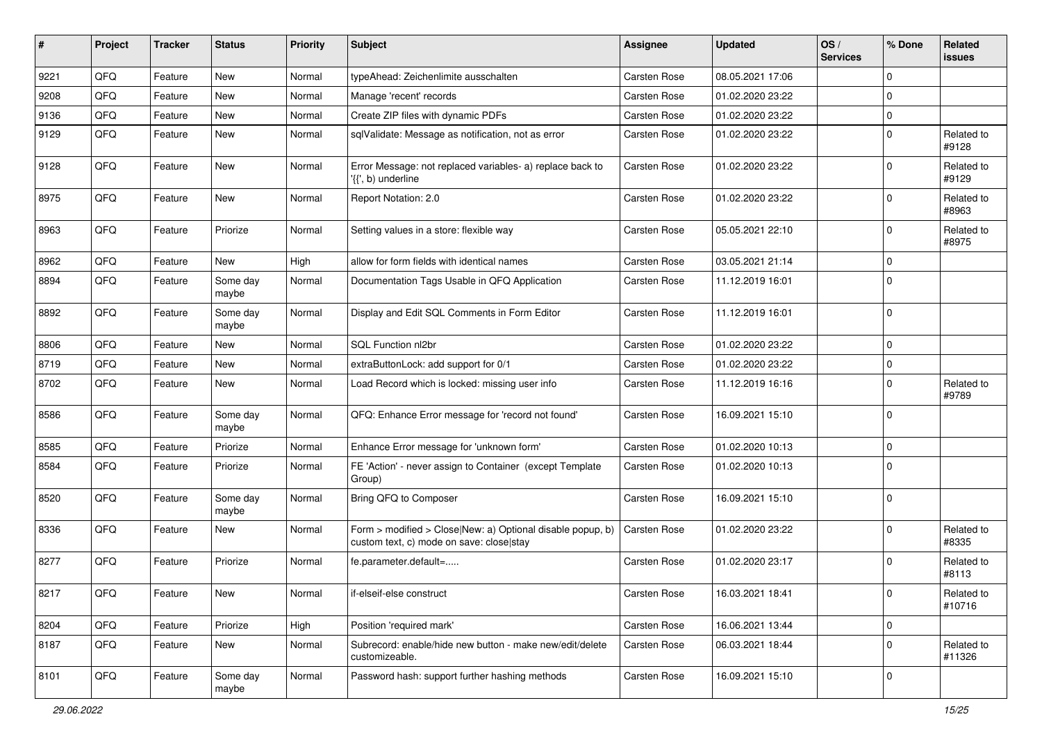| # | Project | Tracker | Status | Priority | Subject | Assignee | Updated | OS / Services | % Done | Related issues |
|---|---|---|---|---|---|---|---|---|---|---|
| 9221 | QFQ | Feature | New | Normal | typeAhead: Zeichenlimite ausschalten | Carsten Rose | 08.05.2021 17:06 | | 0 | |
| 9208 | QFQ | Feature | New | Normal | Manage 'recent' records | Carsten Rose | 01.02.2020 23:22 | | 0 | |
| 9136 | QFQ | Feature | New | Normal | Create ZIP files with dynamic PDFs | Carsten Rose | 01.02.2020 23:22 | | 0 | |
| 9129 | QFQ | Feature | New | Normal | sqlValidate: Message as notification, not as error | Carsten Rose | 01.02.2020 23:22 | | 0 | Related to #9128 |
| 9128 | QFQ | Feature | New | Normal | Error Message: not replaced variables- a) replace back to '{{', b) underline | Carsten Rose | 01.02.2020 23:22 | | 0 | Related to #9129 |
| 8975 | QFQ | Feature | New | Normal | Report Notation: 2.0 | Carsten Rose | 01.02.2020 23:22 | | 0 | Related to #8963 |
| 8963 | QFQ | Feature | Priorize | Normal | Setting values in a store: flexible way | Carsten Rose | 05.05.2021 22:10 | | 0 | Related to #8975 |
| 8962 | QFQ | Feature | New | High | allow for form fields with identical names | Carsten Rose | 03.05.2021 21:14 | | 0 | |
| 8894 | QFQ | Feature | Some day maybe | Normal | Documentation Tags Usable in QFQ Application | Carsten Rose | 11.12.2019 16:01 | | 0 | |
| 8892 | QFQ | Feature | Some day maybe | Normal | Display and Edit SQL Comments in Form Editor | Carsten Rose | 11.12.2019 16:01 | | 0 | |
| 8806 | QFQ | Feature | New | Normal | SQL Function nl2br | Carsten Rose | 01.02.2020 23:22 | | 0 | |
| 8719 | QFQ | Feature | New | Normal | extraButtonLock: add support for 0/1 | Carsten Rose | 01.02.2020 23:22 | | 0 | |
| 8702 | QFQ | Feature | New | Normal | Load Record which is locked: missing user info | Carsten Rose | 11.12.2019 16:16 | | 0 | Related to #9789 |
| 8586 | QFQ | Feature | Some day maybe | Normal | QFQ: Enhance Error message for 'record not found' | Carsten Rose | 16.09.2021 15:10 | | 0 | |
| 8585 | QFQ | Feature | Priorize | Normal | Enhance Error message for 'unknown form' | Carsten Rose | 01.02.2020 10:13 | | 0 | |
| 8584 | QFQ | Feature | Priorize | Normal | FE 'Action' - never assign to Container (except Template Group) | Carsten Rose | 01.02.2020 10:13 | | 0 | |
| 8520 | QFQ | Feature | Some day maybe | Normal | Bring QFQ to Composer | Carsten Rose | 16.09.2021 15:10 | | 0 | |
| 8336 | QFQ | Feature | New | Normal | Form > modified > Close\|New: a) Optional disable popup, b) custom text, c) mode on save: close\|stay | Carsten Rose | 01.02.2020 23:22 | | 0 | Related to #8335 |
| 8277 | QFQ | Feature | Priorize | Normal | fe.parameter.default=..... | Carsten Rose | 01.02.2020 23:17 | | 0 | Related to #8113 |
| 8217 | QFQ | Feature | New | Normal | if-elseif-else construct | Carsten Rose | 16.03.2021 18:41 | | 0 | Related to #10716 |
| 8204 | QFQ | Feature | Priorize | High | Position 'required mark' | Carsten Rose | 16.06.2021 13:44 | | 0 | |
| 8187 | QFQ | Feature | New | Normal | Subrecord: enable/hide new button - make new/edit/delete customizeable. | Carsten Rose | 06.03.2021 18:44 | | 0 | Related to #11326 |
| 8101 | QFQ | Feature | Some day maybe | Normal | Password hash: support further hashing methods | Carsten Rose | 16.09.2021 15:10 | | 0 | |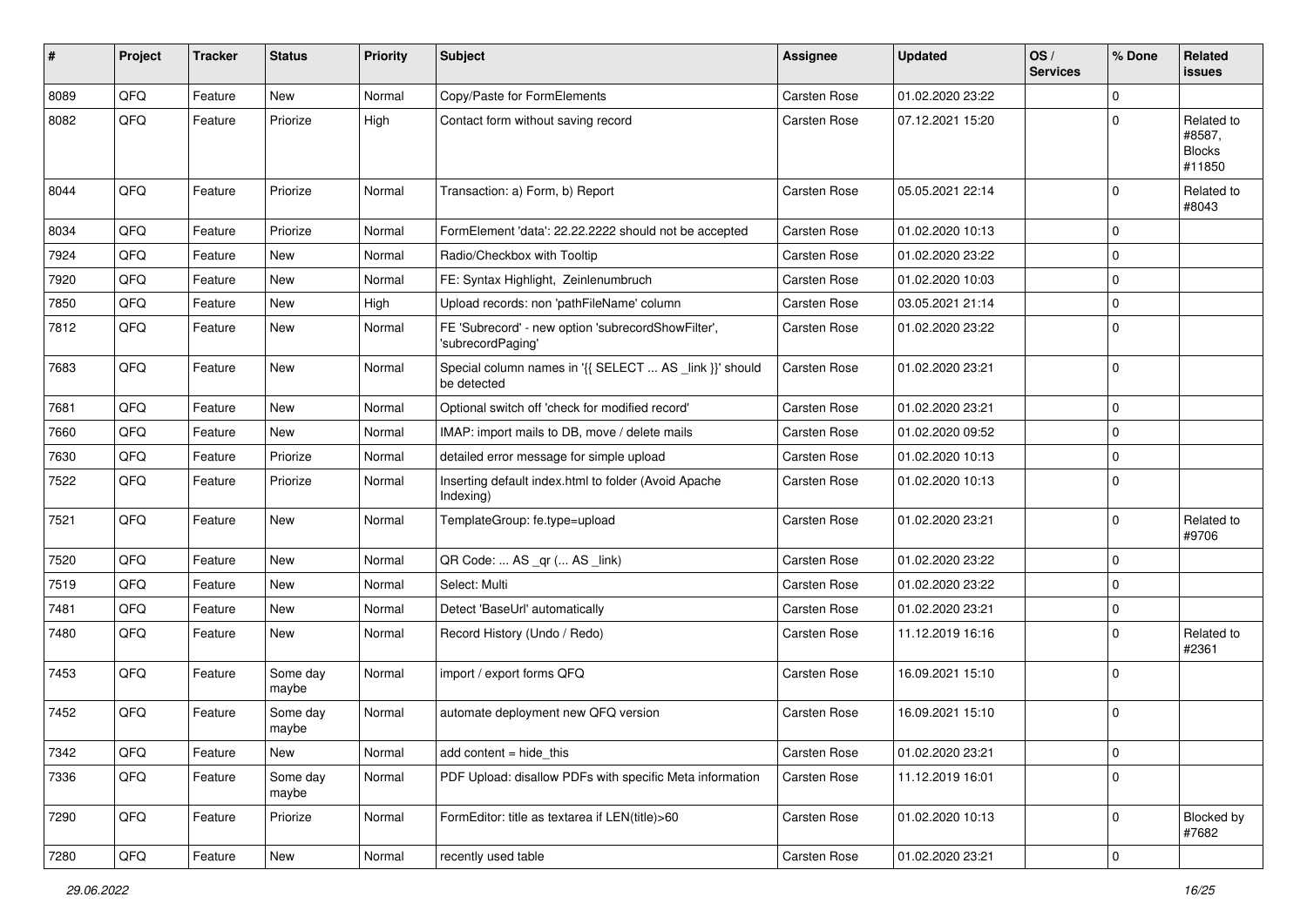| # | Project | Tracker | Status | Priority | Subject | Assignee | Updated | OS / Services | % Done | Related issues |
|---|---|---|---|---|---|---|---|---|---|---|
| 8089 | QFQ | Feature | New | Normal | Copy/Paste for FormElements | Carsten Rose | 01.02.2020 23:22 | | 0 | |
| 8082 | QFQ | Feature | Priorize | High | Contact form without saving record | Carsten Rose | 07.12.2021 15:20 | | 0 | Related to #8587, Blocks #11850 |
| 8044 | QFQ | Feature | Priorize | Normal | Transaction: a) Form, b) Report | Carsten Rose | 05.05.2021 22:14 | | 0 | Related to #8043 |
| 8034 | QFQ | Feature | Priorize | Normal | FormElement 'data': 22.22.2222 should not be accepted | Carsten Rose | 01.02.2020 10:13 | | 0 | |
| 7924 | QFQ | Feature | New | Normal | Radio/Checkbox with Tooltip | Carsten Rose | 01.02.2020 23:22 | | 0 | |
| 7920 | QFQ | Feature | New | Normal | FE: Syntax Highlight, Zeinlenumbruch | Carsten Rose | 01.02.2020 10:03 | | 0 | |
| 7850 | QFQ | Feature | New | High | Upload records: non 'pathFileName' column | Carsten Rose | 03.05.2021 21:14 | | 0 | |
| 7812 | QFQ | Feature | New | Normal | FE 'Subrecord' - new option 'subrecordShowFilter', 'subrecordPaging' | Carsten Rose | 01.02.2020 23:22 | | 0 | |
| 7683 | QFQ | Feature | New | Normal | Special column names in '{{ SELECT ... AS _link }}' should be detected | Carsten Rose | 01.02.2020 23:21 | | 0 | |
| 7681 | QFQ | Feature | New | Normal | Optional switch off 'check for modified record' | Carsten Rose | 01.02.2020 23:21 | | 0 | |
| 7660 | QFQ | Feature | New | Normal | IMAP: import mails to DB, move / delete mails | Carsten Rose | 01.02.2020 09:52 | | 0 | |
| 7630 | QFQ | Feature | Priorize | Normal | detailed error message for simple upload | Carsten Rose | 01.02.2020 10:13 | | 0 | |
| 7522 | QFQ | Feature | Priorize | Normal | Inserting default index.html to folder (Avoid Apache Indexing) | Carsten Rose | 01.02.2020 10:13 | | 0 | |
| 7521 | QFQ | Feature | New | Normal | TemplateGroup: fe.type=upload | Carsten Rose | 01.02.2020 23:21 | | 0 | Related to #9706 |
| 7520 | QFQ | Feature | New | Normal | QR Code: ... AS _qr ( ... AS _link) | Carsten Rose | 01.02.2020 23:22 | | 0 | |
| 7519 | QFQ | Feature | New | Normal | Select: Multi | Carsten Rose | 01.02.2020 23:22 | | 0 | |
| 7481 | QFQ | Feature | New | Normal | Detect 'BaseUrl' automatically | Carsten Rose | 01.02.2020 23:21 | | 0 | |
| 7480 | QFQ | Feature | New | Normal | Record History (Undo / Redo) | Carsten Rose | 11.12.2019 16:16 | | 0 | Related to #2361 |
| 7453 | QFQ | Feature | Some day maybe | Normal | import / export forms QFQ | Carsten Rose | 16.09.2021 15:10 | | 0 | |
| 7452 | QFQ | Feature | Some day maybe | Normal | automate deployment new QFQ version | Carsten Rose | 16.09.2021 15:10 | | 0 | |
| 7342 | QFQ | Feature | New | Normal | add content = hide_this | Carsten Rose | 01.02.2020 23:21 | | 0 | |
| 7336 | QFQ | Feature | Some day maybe | Normal | PDF Upload: disallow PDFs with specific Meta information | Carsten Rose | 11.12.2019 16:01 | | 0 | |
| 7290 | QFQ | Feature | Priorize | Normal | FormEditor: title as textarea if LEN(title)>60 | Carsten Rose | 01.02.2020 10:13 | | 0 | Blocked by #7682 |
| 7280 | QFQ | Feature | New | Normal | recently used table | Carsten Rose | 01.02.2020 23:21 | | 0 | |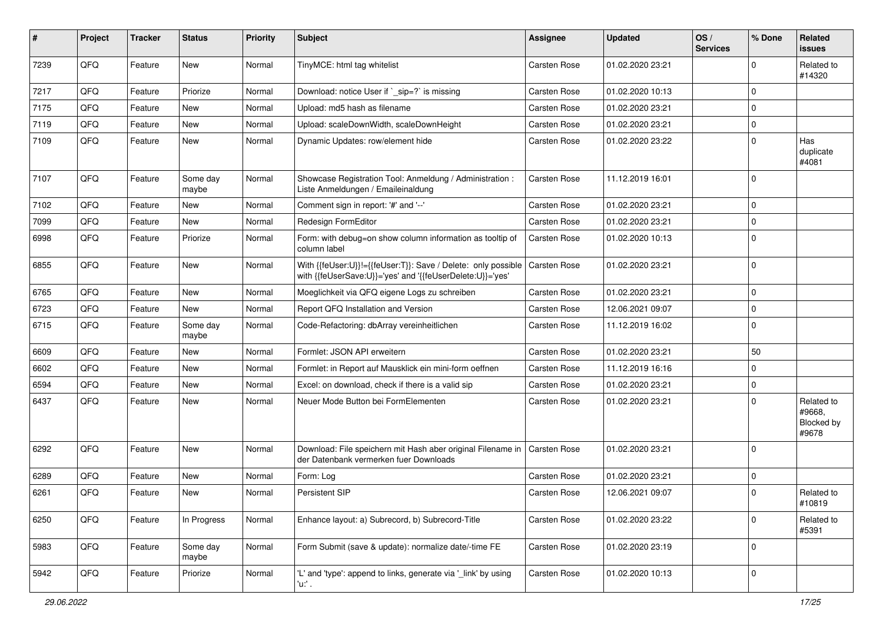| # | Project | Tracker | Status | Priority | Subject | Assignee | Updated | OS / Services | % Done | Related issues |
|---|---|---|---|---|---|---|---|---|---|---|
| 7239 | QFQ | Feature | New | Normal | TinyMCE: html tag whitelist | Carsten Rose | 01.02.2020 23:21 | | 0 | Related to #14320 |
| 7217 | QFQ | Feature | Priorize | Normal | Download: notice User if `_sip=?` is missing | Carsten Rose | 01.02.2020 10:13 | | 0 | |
| 7175 | QFQ | Feature | New | Normal | Upload: md5 hash as filename | Carsten Rose | 01.02.2020 23:21 | | 0 | |
| 7119 | QFQ | Feature | New | Normal | Upload: scaleDownWidth, scaleDownHeight | Carsten Rose | 01.02.2020 23:21 | | 0 | |
| 7109 | QFQ | Feature | New | Normal | Dynamic Updates: row/element hide | Carsten Rose | 01.02.2020 23:22 | | 0 | Has duplicate #4081 |
| 7107 | QFQ | Feature | Some day maybe | Normal | Showcase Registration Tool: Anmeldung / Administration : Liste Anmeldungen / Emaileinaldung | Carsten Rose | 11.12.2019 16:01 | | 0 | |
| 7102 | QFQ | Feature | New | Normal | Comment sign in report: '#' and '--' | Carsten Rose | 01.02.2020 23:21 | | 0 | |
| 7099 | QFQ | Feature | New | Normal | Redesign FormEditor | Carsten Rose | 01.02.2020 23:21 | | 0 | |
| 6998 | QFQ | Feature | Priorize | Normal | Form: with debug=on show column information as tooltip of column label | Carsten Rose | 01.02.2020 10:13 | | 0 | |
| 6855 | QFQ | Feature | New | Normal | With {{feUser:U}}!={{feUser:T}}: Save / Delete: only possible with {{feUserSave:U}}='yes' and '{{feUserDelete:U}}='yes' | Carsten Rose | 01.02.2020 23:21 | | 0 | |
| 6765 | QFQ | Feature | New | Normal | Moeglichkeit via QFQ eigene Logs zu schreiben | Carsten Rose | 01.02.2020 23:21 | | 0 | |
| 6723 | QFQ | Feature | New | Normal | Report QFQ Installation and Version | Carsten Rose | 12.06.2021 09:07 | | 0 | |
| 6715 | QFQ | Feature | Some day maybe | Normal | Code-Refactoring: dbArray vereinheitlichen | Carsten Rose | 11.12.2019 16:02 | | 0 | |
| 6609 | QFQ | Feature | New | Normal | Formlet: JSON API erweitern | Carsten Rose | 01.02.2020 23:21 | | 50 | |
| 6602 | QFQ | Feature | New | Normal | Formlet: in Report auf Mausklick ein mini-form oeffnen | Carsten Rose | 11.12.2019 16:16 | | 0 | |
| 6594 | QFQ | Feature | New | Normal | Excel: on download, check if there is a valid sip | Carsten Rose | 01.02.2020 23:21 | | 0 | |
| 6437 | QFQ | Feature | New | Normal | Neuer Mode Button bei FormElementen | Carsten Rose | 01.02.2020 23:21 | | 0 | Related to #9668, Blocked by #9678 |
| 6292 | QFQ | Feature | New | Normal | Download: File speichern mit Hash aber original Filename in der Datenbank vermerken fuer Downloads | Carsten Rose | 01.02.2020 23:21 | | 0 | |
| 6289 | QFQ | Feature | New | Normal | Form: Log | Carsten Rose | 01.02.2020 23:21 | | 0 | |
| 6261 | QFQ | Feature | New | Normal | Persistent SIP | Carsten Rose | 12.06.2021 09:07 | | 0 | Related to #10819 |
| 6250 | QFQ | Feature | In Progress | Normal | Enhance layout: a) Subrecord, b) Subrecord-Title | Carsten Rose | 01.02.2020 23:22 | | 0 | Related to #5391 |
| 5983 | QFQ | Feature | Some day maybe | Normal | Form Submit (save & update): normalize date/-time FE | Carsten Rose | 01.02.2020 23:19 | | 0 | |
| 5942 | QFQ | Feature | Priorize | Normal | 'L' and 'type': append to links, generate via '_link' by using 'u:' . | Carsten Rose | 01.02.2020 10:13 | | 0 | |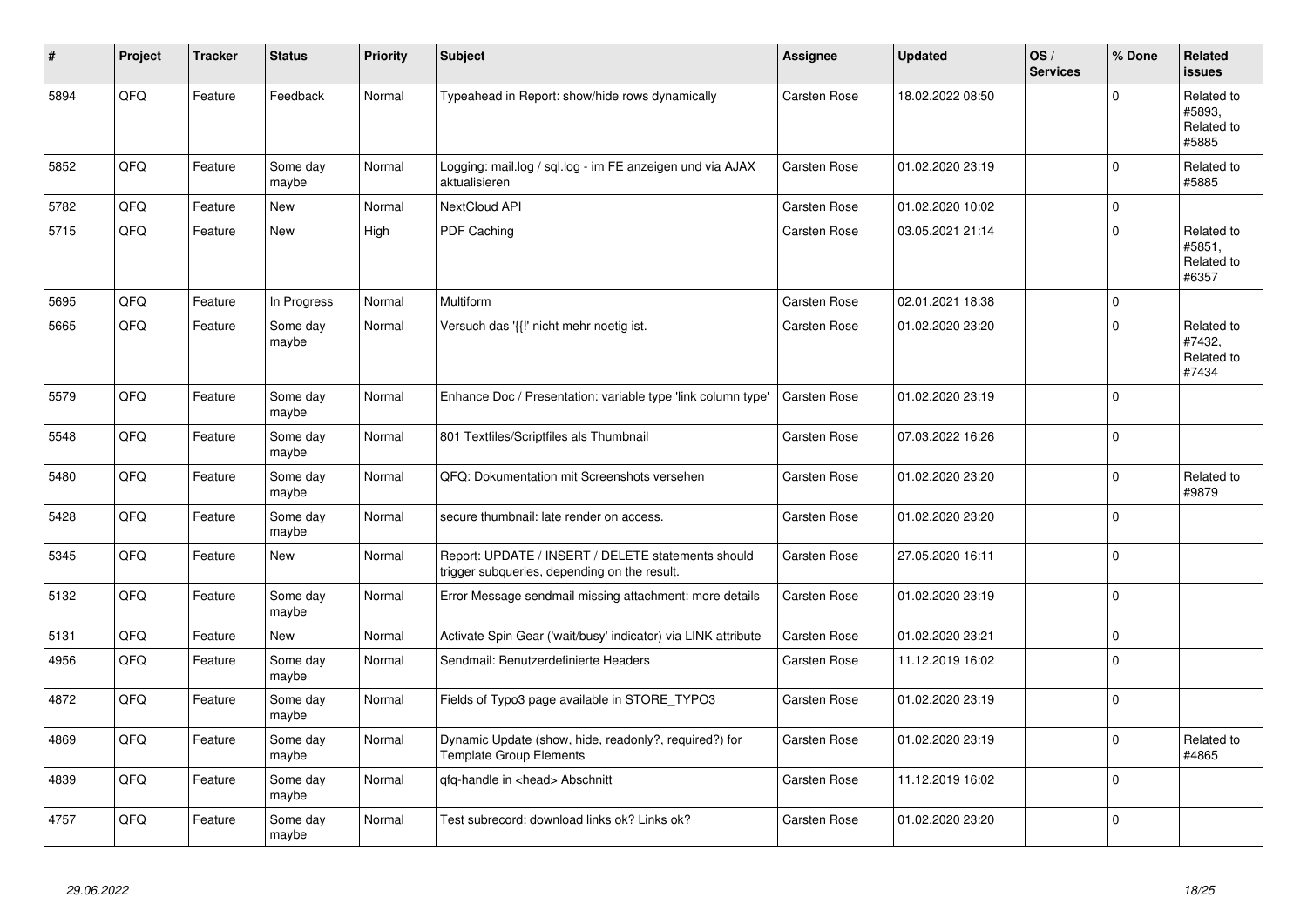| # | Project | Tracker | Status | Priority | Subject | Assignee | Updated | OS / Services | % Done | Related issues |
|---|---|---|---|---|---|---|---|---|---|---|
| 5894 | QFQ | Feature | Feedback | Normal | Typeahead in Report: show/hide rows dynamically | Carsten Rose | 18.02.2022 08:50 | | 0 | Related to #5893, Related to #5885 |
| 5852 | QFQ | Feature | Some day maybe | Normal | Logging: mail.log / sql.log - im FE anzeigen und via AJAX aktualisieren | Carsten Rose | 01.02.2020 23:19 | | 0 | Related to #5885 |
| 5782 | QFQ | Feature | New | Normal | NextCloud API | Carsten Rose | 01.02.2020 10:02 | | 0 | |
| 5715 | QFQ | Feature | New | High | PDF Caching | Carsten Rose | 03.05.2021 21:14 | | 0 | Related to #5851, Related to #6357 |
| 5695 | QFQ | Feature | In Progress | Normal | Multiform | Carsten Rose | 02.01.2021 18:38 | | 0 | |
| 5665 | QFQ | Feature | Some day maybe | Normal | Versuch das '{{!' nicht mehr noetig ist. | Carsten Rose | 01.02.2020 23:20 | | 0 | Related to #7432, Related to #7434 |
| 5579 | QFQ | Feature | Some day maybe | Normal | Enhance Doc / Presentation: variable type 'link column type' | Carsten Rose | 01.02.2020 23:19 | | 0 | |
| 5548 | QFQ | Feature | Some day maybe | Normal | 801 Textfiles/Scriptfiles als Thumbnail | Carsten Rose | 07.03.2022 16:26 | | 0 | |
| 5480 | QFQ | Feature | Some day maybe | Normal | QFQ: Dokumentation mit Screenshots versehen | Carsten Rose | 01.02.2020 23:20 | | 0 | Related to #9879 |
| 5428 | QFQ | Feature | Some day maybe | Normal | secure thumbnail: late render on access. | Carsten Rose | 01.02.2020 23:20 | | 0 | |
| 5345 | QFQ | Feature | New | Normal | Report: UPDATE / INSERT / DELETE statements should trigger subqueries, depending on the result. | Carsten Rose | 27.05.2020 16:11 | | 0 | |
| 5132 | QFQ | Feature | Some day maybe | Normal | Error Message sendmail missing attachment: more details | Carsten Rose | 01.02.2020 23:19 | | 0 | |
| 5131 | QFQ | Feature | New | Normal | Activate Spin Gear ('wait/busy' indicator) via LINK attribute | Carsten Rose | 01.02.2020 23:21 | | 0 | |
| 4956 | QFQ | Feature | Some day maybe | Normal | Sendmail: Benutzerdefinierte Headers | Carsten Rose | 11.12.2019 16:02 | | 0 | |
| 4872 | QFQ | Feature | Some day maybe | Normal | Fields of Typo3 page available in STORE_TYPO3 | Carsten Rose | 01.02.2020 23:19 | | 0 | |
| 4869 | QFQ | Feature | Some day maybe | Normal | Dynamic Update (show, hide, readonly?, required?) for Template Group Elements | Carsten Rose | 01.02.2020 23:19 | | 0 | Related to #4865 |
| 4839 | QFQ | Feature | Some day maybe | Normal | qfq-handle in <head> Abschnitt | Carsten Rose | 11.12.2019 16:02 | | 0 | |
| 4757 | QFQ | Feature | Some day maybe | Normal | Test subrecord: download links ok? Links ok? | Carsten Rose | 01.02.2020 23:20 | | 0 | |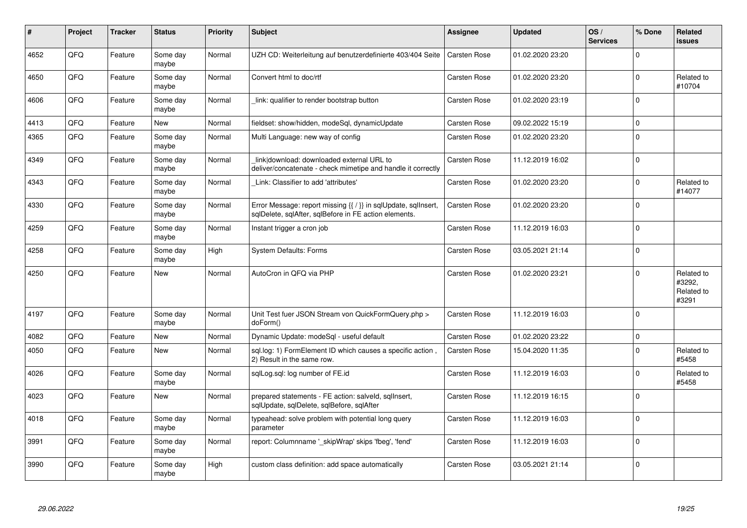| # | Project | Tracker | Status | Priority | Subject | Assignee | Updated | OS / Services | % Done | Related issues |
|---|---|---|---|---|---|---|---|---|---|---|
| 4652 | QFQ | Feature | Some day maybe | Normal | UZH CD: Weiterleitung auf benutzerdefinierte 403/404 Seite | Carsten Rose | 01.02.2020 23:20 | | 0 | |
| 4650 | QFQ | Feature | Some day maybe | Normal | Convert html to doc/rtf | Carsten Rose | 01.02.2020 23:20 | | 0 | Related to #10704 |
| 4606 | QFQ | Feature | Some day maybe | Normal | _link: qualifier to render bootstrap button | Carsten Rose | 01.02.2020 23:19 | | 0 | |
| 4413 | QFQ | Feature | New | Normal | fieldset: show/hidden, modeSql, dynamicUpdate | Carsten Rose | 09.02.2022 15:19 | | 0 | |
| 4365 | QFQ | Feature | Some day maybe | Normal | Multi Language: new way of config | Carsten Rose | 01.02.2020 23:20 | | 0 | |
| 4349 | QFQ | Feature | Some day maybe | Normal | _link\|download: downloaded external URL to deliver/concatenate - check mimetipe and handle it correctly | Carsten Rose | 11.12.2019 16:02 | | 0 | |
| 4343 | QFQ | Feature | Some day maybe | Normal | _Link: Classifier to add 'attributes' | Carsten Rose | 01.02.2020 23:20 | | 0 | Related to #14077 |
| 4330 | QFQ | Feature | Some day maybe | Normal | Error Message: report missing {{ / }} in sqlUpdate, sqlInsert, sqlDelete, sqlAfter, sqlBefore in FE action elements. | Carsten Rose | 01.02.2020 23:20 | | 0 | |
| 4259 | QFQ | Feature | Some day maybe | Normal | Instant trigger a cron job | Carsten Rose | 11.12.2019 16:03 | | 0 | |
| 4258 | QFQ | Feature | Some day maybe | High | System Defaults: Forms | Carsten Rose | 03.05.2021 21:14 | | 0 | |
| 4250 | QFQ | Feature | New | Normal | AutoCron in QFQ via PHP | Carsten Rose | 01.02.2020 23:21 | | 0 | Related to #3292, Related to #3291 |
| 4197 | QFQ | Feature | Some day maybe | Normal | Unit Test fuer JSON Stream von QuickFormQuery.php > doForm() | Carsten Rose | 11.12.2019 16:03 | | 0 | |
| 4082 | QFQ | Feature | New | Normal | Dynamic Update: modeSql - useful default | Carsten Rose | 01.02.2020 23:22 | | 0 | |
| 4050 | QFQ | Feature | New | Normal | sql.log: 1) FormElement ID which causes a specific action , 2) Result in the same row. | Carsten Rose | 15.04.2020 11:35 | | 0 | Related to #5458 |
| 4026 | QFQ | Feature | Some day maybe | Normal | sqlLog.sql: log number of FE.id | Carsten Rose | 11.12.2019 16:03 | | 0 | Related to #5458 |
| 4023 | QFQ | Feature | New | Normal | prepared statements - FE action: salveld, sqlInsert, sqlUpdate, sqlDelete, sqlBefore, sqlAfter | Carsten Rose | 11.12.2019 16:15 | | 0 | |
| 4018 | QFQ | Feature | Some day maybe | Normal | typeahead: solve problem with potential long query parameter | Carsten Rose | 11.12.2019 16:03 | | 0 | |
| 3991 | QFQ | Feature | Some day maybe | Normal | report: Columnname '_skipWrap' skips 'fbeg', 'fend' | Carsten Rose | 11.12.2019 16:03 | | 0 | |
| 3990 | QFQ | Feature | Some day maybe | High | custom class definition: add space automatically | Carsten Rose | 03.05.2021 21:14 | | 0 | |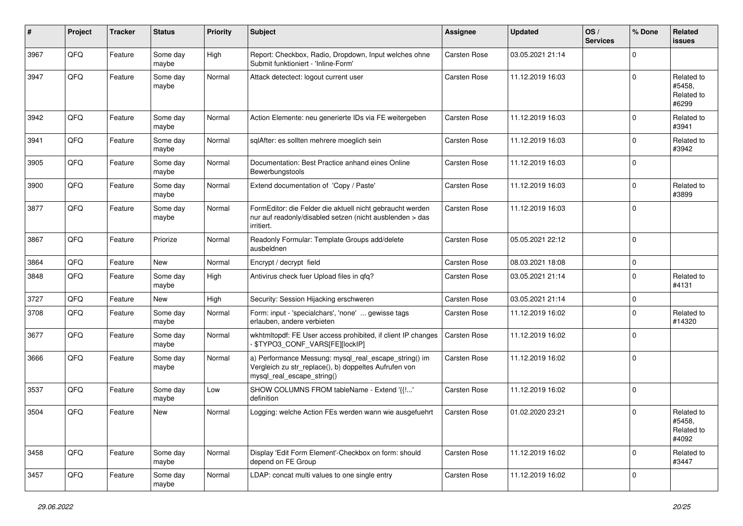| # | Project | Tracker | Status | Priority | Subject | Assignee | Updated | OS / Services | % Done | Related issues |
|---|---|---|---|---|---|---|---|---|---|---|
| 3967 | QFQ | Feature | Some day maybe | High | Report: Checkbox, Radio, Dropdown, Input welches ohne Submit funktioniert - 'Inline-Form' | Carsten Rose | 03.05.2021 21:14 | | 0 | |
| 3947 | QFQ | Feature | Some day maybe | Normal | Attack detectect: logout current user | Carsten Rose | 11.12.2019 16:03 | | 0 | Related to #5458, Related to #6299 |
| 3942 | QFQ | Feature | Some day maybe | Normal | Action Elemente: neu generierte IDs via FE weitergeben | Carsten Rose | 11.12.2019 16:03 | | 0 | Related to #3941 |
| 3941 | QFQ | Feature | Some day maybe | Normal | sqlAfter: es sollten mehrere moeglich sein | Carsten Rose | 11.12.2019 16:03 | | 0 | Related to #3942 |
| 3905 | QFQ | Feature | Some day maybe | Normal | Documentation: Best Practice anhand eines Online Bewerbungstools | Carsten Rose | 11.12.2019 16:03 | | 0 | |
| 3900 | QFQ | Feature | Some day maybe | Normal | Extend documentation of 'Copy / Paste' | Carsten Rose | 11.12.2019 16:03 | | 0 | Related to #3899 |
| 3877 | QFQ | Feature | Some day maybe | Normal | FormEditor: die Felder die aktuell nicht gebraucht werden nur auf readonly/disabled setzen (nicht ausblenden > das irritiert. | Carsten Rose | 11.12.2019 16:03 | | 0 | |
| 3867 | QFQ | Feature | Priorize | Normal | Readonly Formular: Template Groups add/delete ausbeldnen | Carsten Rose | 05.05.2021 22:12 | | 0 | |
| 3864 | QFQ | Feature | New | Normal | Encrypt / decrypt field | Carsten Rose | 08.03.2021 18:08 | | 0 | |
| 3848 | QFQ | Feature | Some day maybe | High | Antivirus check fuer Upload files in qfq? | Carsten Rose | 03.05.2021 21:14 | | 0 | Related to #4131 |
| 3727 | QFQ | Feature | New | High | Security: Session Hijacking erschweren | Carsten Rose | 03.05.2021 21:14 | | 0 | |
| 3708 | QFQ | Feature | Some day maybe | Normal | Form: input - 'specialchars', 'none' ... gewisse tags erlauben, andere verbieten | Carsten Rose | 11.12.2019 16:02 | | 0 | Related to #14320 |
| 3677 | QFQ | Feature | Some day maybe | Normal | wkhtmltopdf: FE User access prohibited, if client IP changes - $TYPO3_CONF_VARS[FE][lockIP] | Carsten Rose | 11.12.2019 16:02 | | 0 | |
| 3666 | QFQ | Feature | Some day maybe | Normal | a) Performance Messung: mysql_real_escape_string() im Vergleich zu str_replace(), b) doppeltes Aufrufen von mysql_real_escape_string() | Carsten Rose | 11.12.2019 16:02 | | 0 | |
| 3537 | QFQ | Feature | Some day maybe | Low | SHOW COLUMNS FROM tableName - Extend '{{!...' definition | Carsten Rose | 11.12.2019 16:02 | | 0 | |
| 3504 | QFQ | Feature | New | Normal | Logging: welche Action FEs werden wann wie ausgefuehrt | Carsten Rose | 01.02.2020 23:21 | | 0 | Related to #5458, Related to #4092 |
| 3458 | QFQ | Feature | Some day maybe | Normal | Display 'Edit Form Element'-Checkbox on form: should depend on FE Group | Carsten Rose | 11.12.2019 16:02 | | 0 | Related to #3447 |
| 3457 | QFQ | Feature | Some day maybe | Normal | LDAP: concat multi values to one single entry | Carsten Rose | 11.12.2019 16:02 | | 0 | |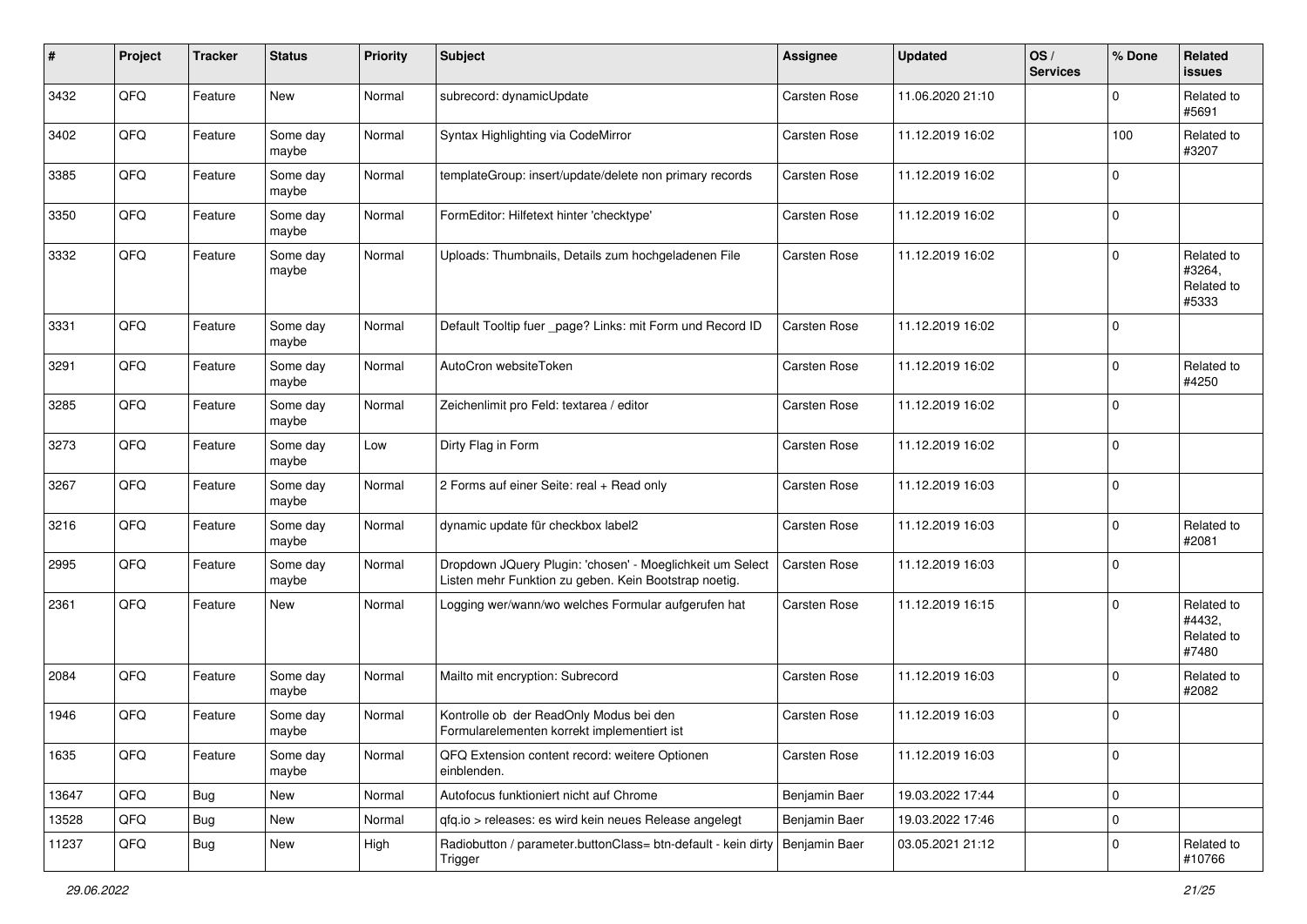| # | Project | Tracker | Status | Priority | Subject | Assignee | Updated | OS / Services | % Done | Related issues |
|---|---|---|---|---|---|---|---|---|---|---|
| 3432 | QFQ | Feature | New | Normal | subrecord: dynamicUpdate | Carsten Rose | 11.06.2020 21:10 | | 0 | Related to #5691 |
| 3402 | QFQ | Feature | Some day maybe | Normal | Syntax Highlighting via CodeMirror | Carsten Rose | 11.12.2019 16:02 | | 100 | Related to #3207 |
| 3385 | QFQ | Feature | Some day maybe | Normal | templateGroup: insert/update/delete non primary records | Carsten Rose | 11.12.2019 16:02 | | 0 | |
| 3350 | QFQ | Feature | Some day maybe | Normal | FormEditor: Hilfetext hinter 'checktype' | Carsten Rose | 11.12.2019 16:02 | | 0 | |
| 3332 | QFQ | Feature | Some day maybe | Normal | Uploads: Thumbnails, Details zum hochgeladenen File | Carsten Rose | 11.12.2019 16:02 | | 0 | Related to #3264, Related to #5333 |
| 3331 | QFQ | Feature | Some day maybe | Normal | Default Tooltip fuer _page? Links: mit Form und Record ID | Carsten Rose | 11.12.2019 16:02 | | 0 | |
| 3291 | QFQ | Feature | Some day maybe | Normal | AutoCron websiteToken | Carsten Rose | 11.12.2019 16:02 | | 0 | Related to #4250 |
| 3285 | QFQ | Feature | Some day maybe | Normal | Zeichenlimit pro Feld: textarea / editor | Carsten Rose | 11.12.2019 16:02 | | 0 | |
| 3273 | QFQ | Feature | Some day maybe | Low | Dirty Flag in Form | Carsten Rose | 11.12.2019 16:02 | | 0 | |
| 3267 | QFQ | Feature | Some day maybe | Normal | 2 Forms auf einer Seite: real + Read only | Carsten Rose | 11.12.2019 16:03 | | 0 | |
| 3216 | QFQ | Feature | Some day maybe | Normal | dynamic update für checkbox label2 | Carsten Rose | 11.12.2019 16:03 | | 0 | Related to #2081 |
| 2995 | QFQ | Feature | Some day maybe | Normal | Dropdown JQuery Plugin: 'chosen' - Moeglichkeit um Select Listen mehr Funktion zu geben. Kein Bootstrap noetig. | Carsten Rose | 11.12.2019 16:03 | | 0 | |
| 2361 | QFQ | Feature | New | Normal | Logging wer/wann/wo welches Formular aufgerufen hat | Carsten Rose | 11.12.2019 16:15 | | 0 | Related to #4432, Related to #7480 |
| 2084 | QFQ | Feature | Some day maybe | Normal | Mailto mit encryption: Subrecord | Carsten Rose | 11.12.2019 16:03 | | 0 | Related to #2082 |
| 1946 | QFQ | Feature | Some day maybe | Normal | Kontrolle ob der ReadOnly Modus bei den Formularelementen korrekt implementiert ist | Carsten Rose | 11.12.2019 16:03 | | 0 | |
| 1635 | QFQ | Feature | Some day maybe | Normal | QFQ Extension content record: weitere Optionen einblenden. | Carsten Rose | 11.12.2019 16:03 | | 0 | |
| 13647 | QFQ | Bug | New | Normal | Autofocus funktioniert nicht auf Chrome | Benjamin Baer | 19.03.2022 17:44 | | 0 | |
| 13528 | QFQ | Bug | New | Normal | qfq.io > releases: es wird kein neues Release angelegt | Benjamin Baer | 19.03.2022 17:46 | | 0 | |
| 11237 | QFQ | Bug | New | High | Radiobutton / parameter.buttonClass= btn-default - kein dirty Trigger | Benjamin Baer | 03.05.2021 21:12 | | 0 | Related to #10766 |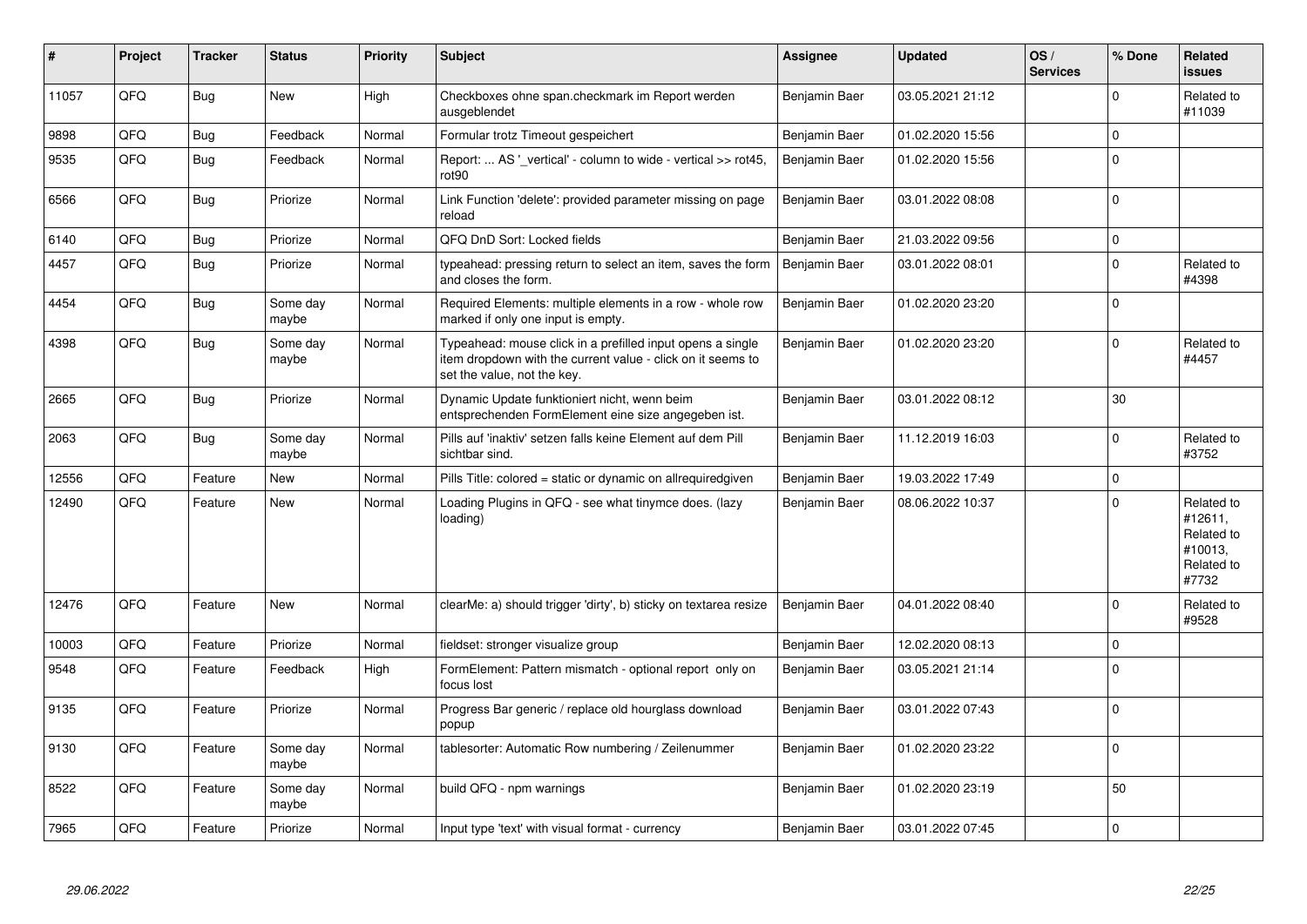| # | Project | Tracker | Status | Priority | Subject | Assignee | Updated | OS / Services | % Done | Related issues |
|---|---|---|---|---|---|---|---|---|---|---|
| 11057 | QFQ | Bug | New | High | Checkboxes ohne span.checkmark im Report werden ausgeblendet | Benjamin Baer | 03.05.2021 21:12 | | 0 | Related to #11039 |
| 9898 | QFQ | Bug | Feedback | Normal | Formular trotz Timeout gespeichert | Benjamin Baer | 01.02.2020 15:56 | | 0 | |
| 9535 | QFQ | Bug | Feedback | Normal | Report: ... AS '_vertical' - column to wide - vertical >> rot45, rot90 | Benjamin Baer | 01.02.2020 15:56 | | 0 | |
| 6566 | QFQ | Bug | Priorize | Normal | Link Function 'delete': provided parameter missing on page reload | Benjamin Baer | 03.01.2022 08:08 | | 0 | |
| 6140 | QFQ | Bug | Priorize | Normal | QFQ DnD Sort: Locked fields | Benjamin Baer | 21.03.2022 09:56 | | 0 | |
| 4457 | QFQ | Bug | Priorize | Normal | typeahead: pressing return to select an item, saves the form and closes the form. | Benjamin Baer | 03.01.2022 08:01 | | 0 | Related to #4398 |
| 4454 | QFQ | Bug | Some day maybe | Normal | Required Elements: multiple elements in a row - whole row marked if only one input is empty. | Benjamin Baer | 01.02.2020 23:20 | | 0 | |
| 4398 | QFQ | Bug | Some day maybe | Normal | Typeahead: mouse click in a prefilled input opens a single item dropdown with the current value - click on it seems to set the value, not the key. | Benjamin Baer | 01.02.2020 23:20 | | 0 | Related to #4457 |
| 2665 | QFQ | Bug | Priorize | Normal | Dynamic Update funktioniert nicht, wenn beim entsprechenden FormElement eine size angegeben ist. | Benjamin Baer | 03.01.2022 08:12 | | 30 | |
| 2063 | QFQ | Bug | Some day maybe | Normal | Pills auf 'inaktiv' setzen falls keine Element auf dem Pill sichtbar sind. | Benjamin Baer | 11.12.2019 16:03 | | 0 | Related to #3752 |
| 12556 | QFQ | Feature | New | Normal | Pills Title: colored = static or dynamic on allrequiredgiven | Benjamin Baer | 19.03.2022 17:49 | | 0 | |
| 12490 | QFQ | Feature | New | Normal | Loading Plugins in QFQ - see what tinymce does. (lazy loading) | Benjamin Baer | 08.06.2022 10:37 | | 0 | Related to #12611, Related to #10013, Related to #7732 |
| 12476 | QFQ | Feature | New | Normal | clearMe: a) should trigger 'dirty', b) sticky on textarea resize | Benjamin Baer | 04.01.2022 08:40 | | 0 | Related to #9528 |
| 10003 | QFQ | Feature | Priorize | Normal | fieldset: stronger visualize group | Benjamin Baer | 12.02.2020 08:13 | | 0 | |
| 9548 | QFQ | Feature | Feedback | High | FormElement: Pattern mismatch - optional report only on focus lost | Benjamin Baer | 03.05.2021 21:14 | | 0 | |
| 9135 | QFQ | Feature | Priorize | Normal | Progress Bar generic / replace old hourglass download popup | Benjamin Baer | 03.01.2022 07:43 | | 0 | |
| 9130 | QFQ | Feature | Some day maybe | Normal | tablesorter: Automatic Row numbering / Zeilenummer | Benjamin Baer | 01.02.2020 23:22 | | 0 | |
| 8522 | QFQ | Feature | Some day maybe | Normal | build QFQ - npm warnings | Benjamin Baer | 01.02.2020 23:19 | | 50 | |
| 7965 | QFQ | Feature | Priorize | Normal | Input type 'text' with visual format - currency | Benjamin Baer | 03.01.2022 07:45 | | 0 | |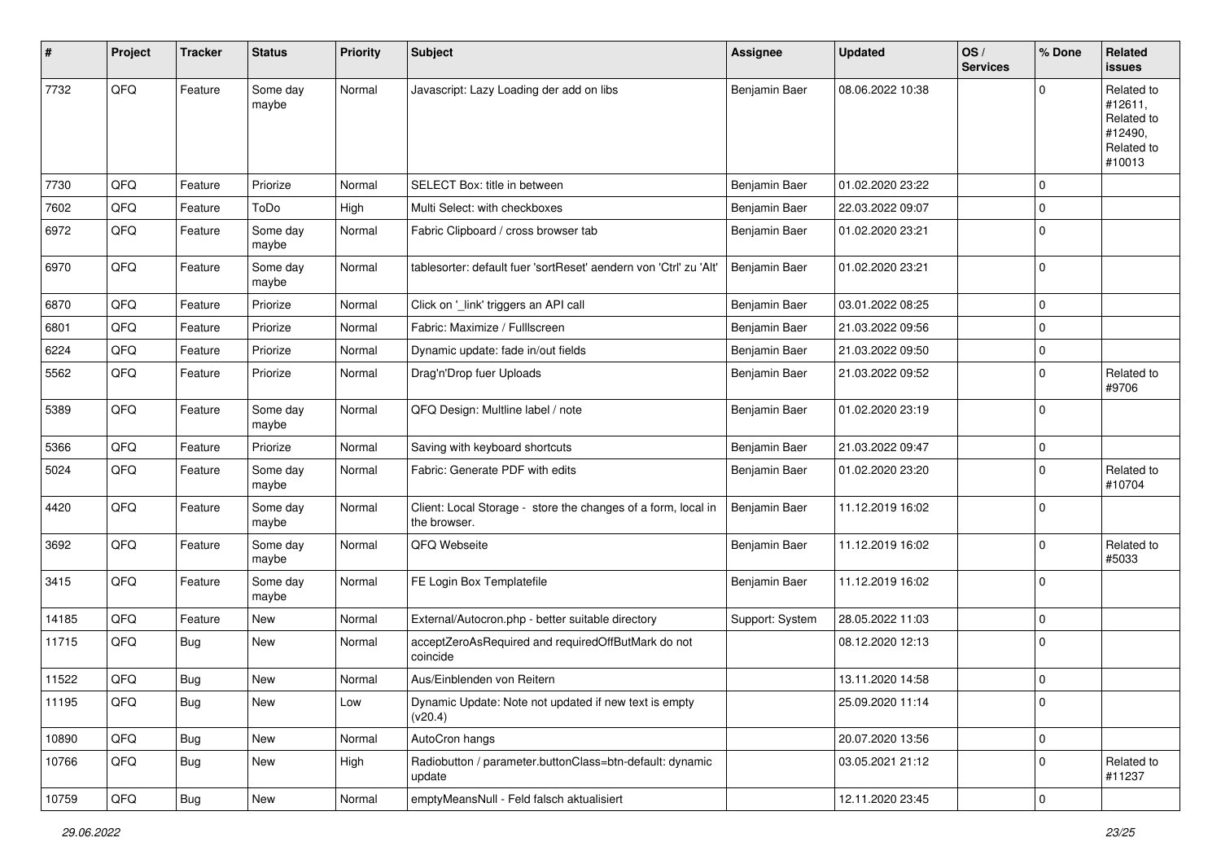| # | Project | Tracker | Status | Priority | Subject | Assignee | Updated | OS / Services | % Done | Related issues |
|---|---|---|---|---|---|---|---|---|---|---|
| 7732 | QFQ | Feature | Some day maybe | Normal | Javascript: Lazy Loading der add on libs | Benjamin Baer | 08.06.2022 10:38 | | 0 | Related to #12611, Related to #12490, Related to #10013 |
| 7730 | QFQ | Feature | Priorize | Normal | SELECT Box: title in between | Benjamin Baer | 01.02.2020 23:22 | | 0 | |
| 7602 | QFQ | Feature | ToDo | High | Multi Select: with checkboxes | Benjamin Baer | 22.03.2022 09:07 | | 0 | |
| 6972 | QFQ | Feature | Some day maybe | Normal | Fabric Clipboard / cross browser tab | Benjamin Baer | 01.02.2020 23:21 | | 0 | |
| 6970 | QFQ | Feature | Some day maybe | Normal | tablesorter: default fuer 'sortReset' aendern von 'Ctrl' zu 'Alt' | Benjamin Baer | 01.02.2020 23:21 | | 0 | |
| 6870 | QFQ | Feature | Priorize | Normal | Click on '_link' triggers an API call | Benjamin Baer | 03.01.2022 08:25 | | 0 | |
| 6801 | QFQ | Feature | Priorize | Normal | Fabric: Maximize / Fulllscreen | Benjamin Baer | 21.03.2022 09:56 | | 0 | |
| 6224 | QFQ | Feature | Priorize | Normal | Dynamic update: fade in/out fields | Benjamin Baer | 21.03.2022 09:50 | | 0 | |
| 5562 | QFQ | Feature | Priorize | Normal | Drag'n'Drop fuer Uploads | Benjamin Baer | 21.03.2022 09:52 | | 0 | Related to #9706 |
| 5389 | QFQ | Feature | Some day maybe | Normal | QFQ Design: Multline label / note | Benjamin Baer | 01.02.2020 23:19 | | 0 | |
| 5366 | QFQ | Feature | Priorize | Normal | Saving with keyboard shortcuts | Benjamin Baer | 21.03.2022 09:47 | | 0 | |
| 5024 | QFQ | Feature | Some day maybe | Normal | Fabric: Generate PDF with edits | Benjamin Baer | 01.02.2020 23:20 | | 0 | Related to #10704 |
| 4420 | QFQ | Feature | Some day maybe | Normal | Client: Local Storage - store the changes of a form, local in the browser. | Benjamin Baer | 11.12.2019 16:02 | | 0 | |
| 3692 | QFQ | Feature | Some day maybe | Normal | QFQ Webseite | Benjamin Baer | 11.12.2019 16:02 | | 0 | Related to #5033 |
| 3415 | QFQ | Feature | Some day maybe | Normal | FE Login Box Templatefile | Benjamin Baer | 11.12.2019 16:02 | | 0 | |
| 14185 | QFQ | Feature | New | Normal | External/Autocron.php - better suitable directory | Support: System | 28.05.2022 11:03 | | 0 | |
| 11715 | QFQ | Bug | New | Normal | acceptZeroAsRequired and requiredOffButMark do not coincide | | 08.12.2020 12:13 | | 0 | |
| 11522 | QFQ | Bug | New | Normal | Aus/Einblenden von Reitern | | 13.11.2020 14:58 | | 0 | |
| 11195 | QFQ | Bug | New | Low | Dynamic Update: Note not updated if new text is empty (v20.4) | | 25.09.2020 11:14 | | 0 | |
| 10890 | QFQ | Bug | New | Normal | AutoCron hangs | | 20.07.2020 13:56 | | 0 | |
| 10766 | QFQ | Bug | New | High | Radiobutton / parameter.buttonClass=btn-default: dynamic update | | 03.05.2021 21:12 | | 0 | Related to #11237 |
| 10759 | QFQ | Bug | New | Normal | emptyMeansNull - Feld falsch aktualisiert | | 12.11.2020 23:45 | | 0 | |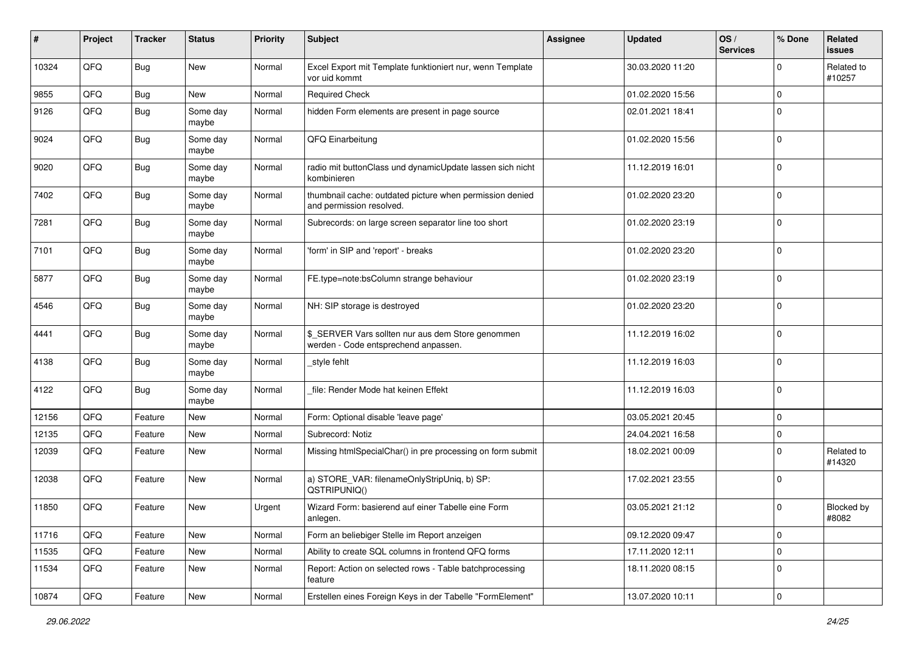| # | Project | Tracker | Status | Priority | Subject | Assignee | Updated | OS / Services | % Done | Related issues |
|---|---|---|---|---|---|---|---|---|---|---|
| 10324 | QFQ | Bug | New | Normal | Excel Export mit Template funktioniert nur, wenn Template vor uid kommt | | 30.03.2020 11:20 | | 0 | Related to #10257 |
| 9855 | QFQ | Bug | New | Normal | Required Check | | 01.02.2020 15:56 | | 0 | |
| 9126 | QFQ | Bug | Some day maybe | Normal | hidden Form elements are present in page source | | 02.01.2021 18:41 | | 0 | |
| 9024 | QFQ | Bug | Some day maybe | Normal | QFQ Einarbeitung | | 01.02.2020 15:56 | | 0 | |
| 9020 | QFQ | Bug | Some day maybe | Normal | radio mit buttonClass und dynamicUpdate lassen sich nicht kombinieren | | 11.12.2019 16:01 | | 0 | |
| 7402 | QFQ | Bug | Some day maybe | Normal | thumbnail cache: outdated picture when permission denied and permission resolved. | | 01.02.2020 23:20 | | 0 | |
| 7281 | QFQ | Bug | Some day maybe | Normal | Subrecords: on large screen separator line too short | | 01.02.2020 23:19 | | 0 | |
| 7101 | QFQ | Bug | Some day maybe | Normal | 'form' in SIP and 'report' - breaks | | 01.02.2020 23:20 | | 0 | |
| 5877 | QFQ | Bug | Some day maybe | Normal | FE.type=note:bsColumn strange behaviour | | 01.02.2020 23:19 | | 0 | |
| 4546 | QFQ | Bug | Some day maybe | Normal | NH: SIP storage is destroyed | | 01.02.2020 23:20 | | 0 | |
| 4441 | QFQ | Bug | Some day maybe | Normal | $_SERVER Vars sollten nur aus dem Store genommen werden - Code entsprechend anpassen. | | 11.12.2019 16:02 | | 0 | |
| 4138 | QFQ | Bug | Some day maybe | Normal | _style fehlt | | 11.12.2019 16:03 | | 0 | |
| 4122 | QFQ | Bug | Some day maybe | Normal | _file: Render Mode hat keinen Effekt | | 11.12.2019 16:03 | | 0 | |
| 12156 | QFQ | Feature | New | Normal | Form: Optional disable 'leave page' | | 03.05.2021 20:45 | | 0 | |
| 12135 | QFQ | Feature | New | Normal | Subrecord: Notiz | | 24.04.2021 16:58 | | 0 | |
| 12039 | QFQ | Feature | New | Normal | Missing htmlSpecialChar() in pre processing on form submit | | 18.02.2021 00:09 | | 0 | Related to #14320 |
| 12038 | QFQ | Feature | New | Normal | a) STORE_VAR: filenameOnlyStripUniq, b) SP: QSTRIPUNIQ() | | 17.02.2021 23:55 | | 0 | |
| 11850 | QFQ | Feature | New | Urgent | Wizard Form: basierend auf einer Tabelle eine Form anlegen. | | 03.05.2021 21:12 | | 0 | Blocked by #8082 |
| 11716 | QFQ | Feature | New | Normal | Form an beliebiger Stelle im Report anzeigen | | 09.12.2020 09:47 | | 0 | |
| 11535 | QFQ | Feature | New | Normal | Ability to create SQL columns in frontend QFQ forms | | 17.11.2020 12:11 | | 0 | |
| 11534 | QFQ | Feature | New | Normal | Report: Action on selected rows - Table batchprocessing feature | | 18.11.2020 08:15 | | 0 | |
| 10874 | QFQ | Feature | New | Normal | Erstellen eines Foreign Keys in der Tabelle "FormElement" | | 13.07.2020 10:11 | | 0 | |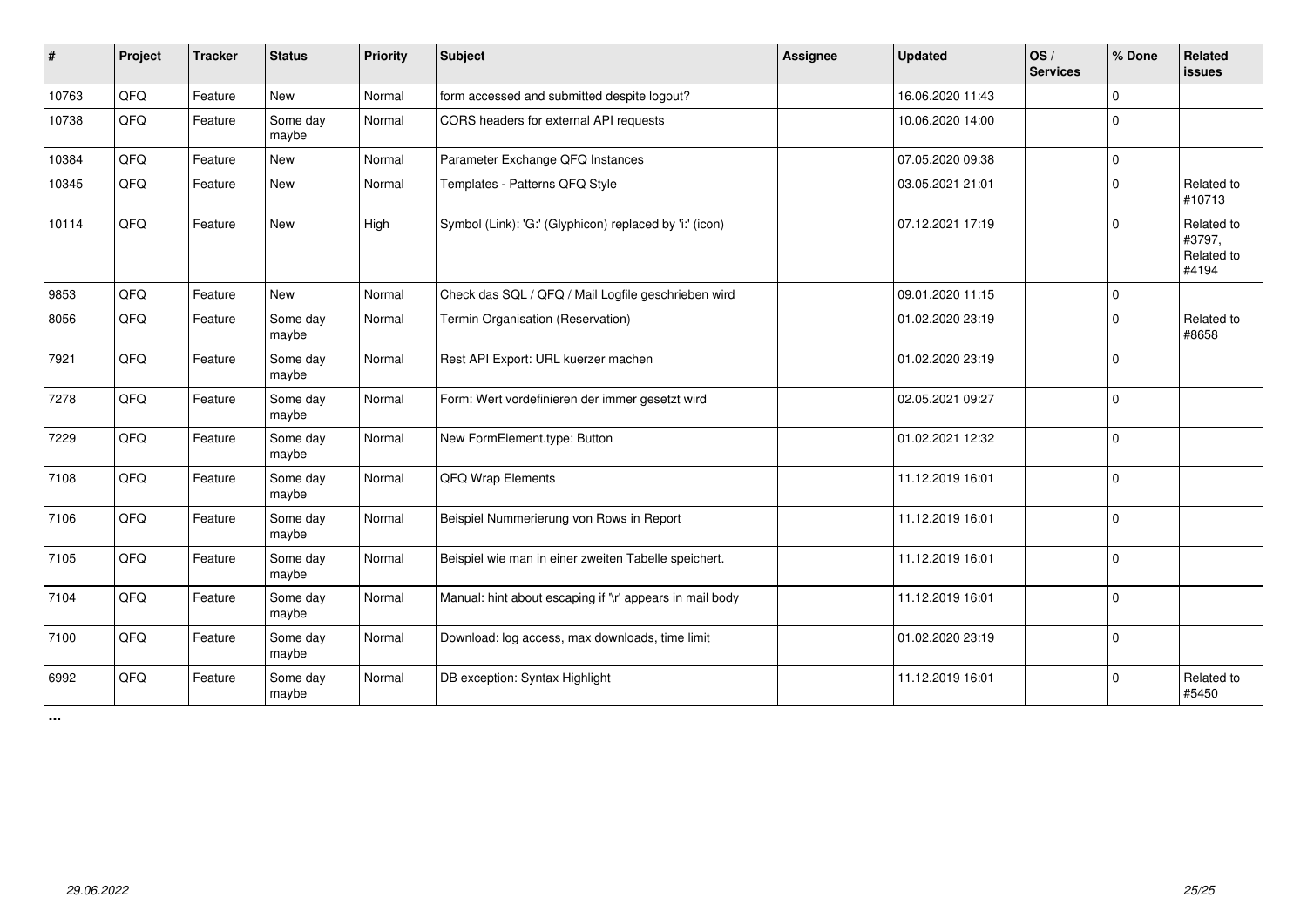| # | Project | Tracker | Status | Priority | Subject | Assignee | Updated | OS / Services | % Done | Related issues |
|---|---|---|---|---|---|---|---|---|---|---|
| 10763 | QFQ | Feature | New | Normal | form accessed and submitted despite logout? | | 16.06.2020 11:43 | | 0 | |
| 10738 | QFQ | Feature | Some day maybe | Normal | CORS headers for external API requests | | 10.06.2020 14:00 | | 0 | |
| 10384 | QFQ | Feature | New | Normal | Parameter Exchange QFQ Instances | | 07.05.2020 09:38 | | 0 | |
| 10345 | QFQ | Feature | New | Normal | Templates - Patterns QFQ Style | | 03.05.2021 21:01 | | 0 | Related to #10713 |
| 10114 | QFQ | Feature | New | High | Symbol (Link): 'G:' (Glyphicon) replaced by 'i:' (icon) | | 07.12.2021 17:19 | | 0 | Related to #3797, Related to #4194 |
| 9853 | QFQ | Feature | New | Normal | Check das SQL / QFQ / Mail Logfile geschrieben wird | | 09.01.2020 11:15 | | 0 | |
| 8056 | QFQ | Feature | Some day maybe | Normal | Termin Organisation (Reservation) | | 01.02.2020 23:19 | | 0 | Related to #8658 |
| 7921 | QFQ | Feature | Some day maybe | Normal | Rest API Export: URL kuerzer machen | | 01.02.2020 23:19 | | 0 | |
| 7278 | QFQ | Feature | Some day maybe | Normal | Form: Wert vordefinieren der immer gesetzt wird | | 02.05.2021 09:27 | | 0 | |
| 7229 | QFQ | Feature | Some day maybe | Normal | New FormElement.type: Button | | 01.02.2021 12:32 | | 0 | |
| 7108 | QFQ | Feature | Some day maybe | Normal | QFQ Wrap Elements | | 11.12.2019 16:01 | | 0 | |
| 7106 | QFQ | Feature | Some day maybe | Normal | Beispiel Nummerierung von Rows in Report | | 11.12.2019 16:01 | | 0 | |
| 7105 | QFQ | Feature | Some day maybe | Normal | Beispiel wie man in einer zweiten Tabelle speichert. | | 11.12.2019 16:01 | | 0 | |
| 7104 | QFQ | Feature | Some day maybe | Normal | Manual: hint about escaping if '\r' appears in mail body | | 11.12.2019 16:01 | | 0 | |
| 7100 | QFQ | Feature | Some day maybe | Normal | Download: log access, max downloads, time limit | | 01.02.2020 23:19 | | 0 | |
| 6992 | QFQ | Feature | Some day maybe | Normal | DB exception: Syntax Highlight | | 11.12.2019 16:01 | | 0 | Related to #5450 |

...